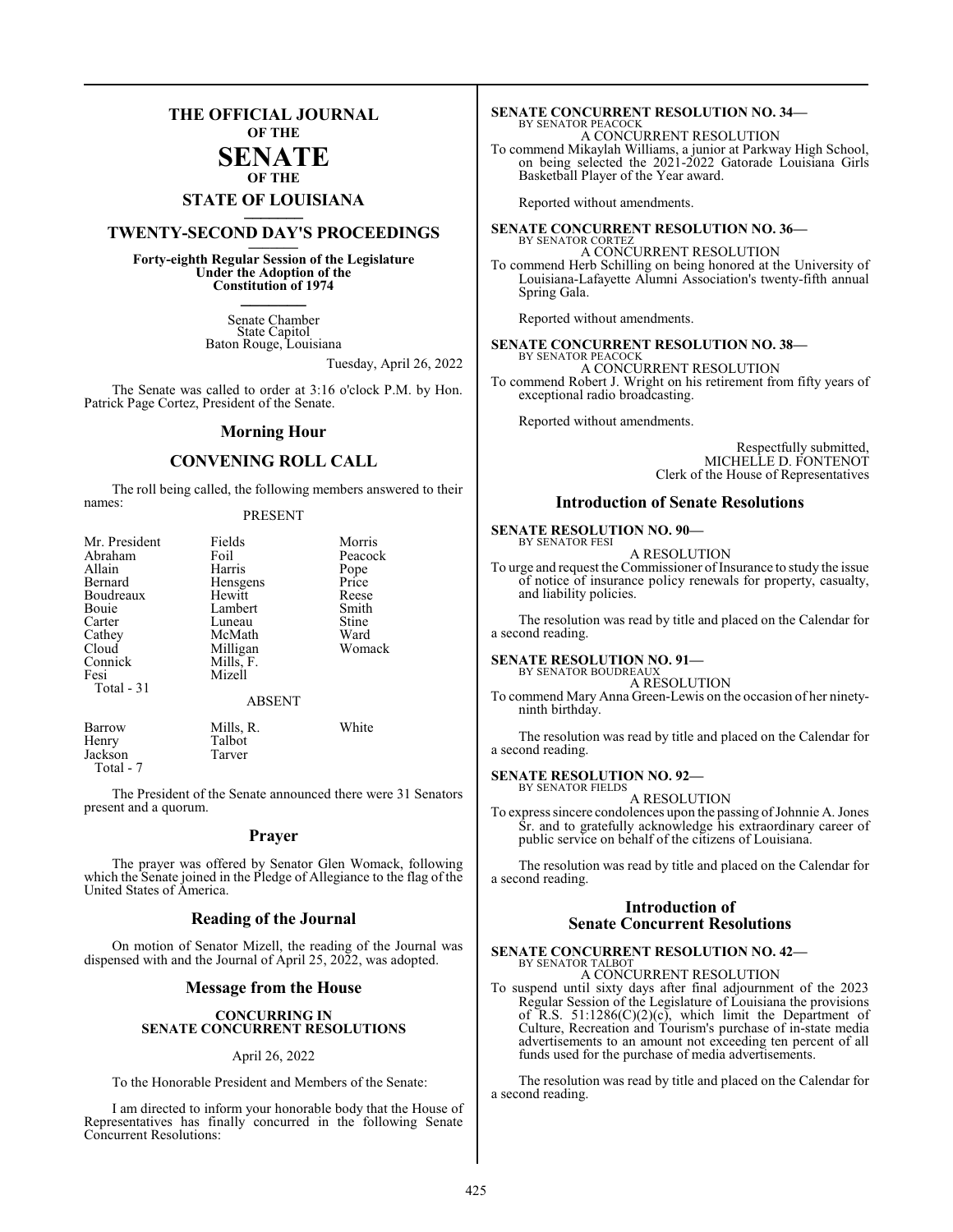# THE OFFICIAL JOURNAL OF THE SENATE OF THE STATE OF LOUISIANA

## TWENTY-SECOND DAY'S PROCEEDINGS

**Forty-eighth Regular Session of the Legislature Under the Adoption of the Constitution of 1974**

Senate Chamber
State Capitol
Baton Rouge, Louisiana

Tuesday, April 26, 2022

The Senate was called to order at 3:16 o'clock P.M. by Hon. Patrick Page Cortez, President of the Senate.

## Morning Hour

## CONVENING ROLL CALL

The roll being called, the following members answered to their names:

PRESENT

| | | |
|---|---|---|
| Mr. President | Fields | Morris |
| Abraham | Foil | Peacock |
| Allain | Harris | Pope |
| Bernard | Hensgens | Price |
| Boudreaux | Hewitt | Reese |
| Bouie | Lambert | Smith |
| Carter | Luneau | Stine |
| Cathey | McMath | Ward |
| Cloud | Milligan | Womack |
| Connick | Mills, F. | |
| Fesi | Mizell | |
| Total - 31 | | |

ABSENT

| | | |
|---|---|---|
| Barrow | Mills, R. | White |
| Henry | Talbot | |
| Jackson | Tarver | |
| Total - 7 | | |

The President of the Senate announced there were 31 Senators present and a quorum.

## Prayer

The prayer was offered by Senator Glen Womack, following which the Senate joined in the Pledge of Allegiance to the flag of the United States of America.

## Reading of the Journal

On motion of Senator Mizell, the reading of the Journal was dispensed with and the Journal of April 25, 2022, was adopted.

## Message from the House

**CONCURRING IN SENATE CONCURRENT RESOLUTIONS**

April 26, 2022

To the Honorable President and Members of the Senate:

I am directed to inform your honorable body that the House of Representatives has finally concurred in the following Senate Concurrent Resolutions:

**SENATE CONCURRENT RESOLUTION NO. 34—**
BY SENATOR PEACOCK
A CONCURRENT RESOLUTION
To commend Mikaylah Williams, a junior at Parkway High School, on being selected the 2021-2022 Gatorade Louisiana Girls Basketball Player of the Year award.

Reported without amendments.

**SENATE CONCURRENT RESOLUTION NO. 36—**
BY SENATOR CORTEZ
A CONCURRENT RESOLUTION
To commend Herb Schilling on being honored at the University of Louisiana-Lafayette Alumni Association's twenty-fifth annual Spring Gala.

Reported without amendments.

**SENATE CONCURRENT RESOLUTION NO. 38—**
BY SENATOR PEACOCK
A CONCURRENT RESOLUTION
To commend Robert J. Wright on his retirement from fifty years of exceptional radio broadcasting.

Reported without amendments.

Respectfully submitted,
MICHELLE D. FONTENOT
Clerk of the House of Representatives

## Introduction of Senate Resolutions

**SENATE RESOLUTION NO. 90—**
BY SENATOR FESI
A RESOLUTION
To urge and request the Commissioner of Insurance to study the issue of notice of insurance policy renewals for property, casualty, and liability policies.

The resolution was read by title and placed on the Calendar for a second reading.

**SENATE RESOLUTION NO. 91—**
BY SENATOR BOUDREAUX
A RESOLUTION
To commend Mary Anna Green-Lewis on the occasion of her ninety-ninth birthday.

The resolution was read by title and placed on the Calendar for a second reading.

**SENATE RESOLUTION NO. 92—**
BY SENATOR FIELDS
A RESOLUTION
To express sincere condolences upon the passing of Johnnie A. Jones Sr. and to gratefully acknowledge his extraordinary career of public service on behalf of the citizens of Louisiana.

The resolution was read by title and placed on the Calendar for a second reading.

## Introduction of Senate Concurrent Resolutions

**SENATE CONCURRENT RESOLUTION NO. 42—**
BY SENATOR TALBOT
A CONCURRENT RESOLUTION
To suspend until sixty days after final adjournment of the 2023 Regular Session of the Legislature of Louisiana the provisions of R.S. 51:1286(C)(2)(c), which limit the Department of Culture, Recreation and Tourism's purchase of in-state media advertisements to an amount not exceeding ten percent of all funds used for the purchase of media advertisements.

The resolution was read by title and placed on the Calendar for a second reading.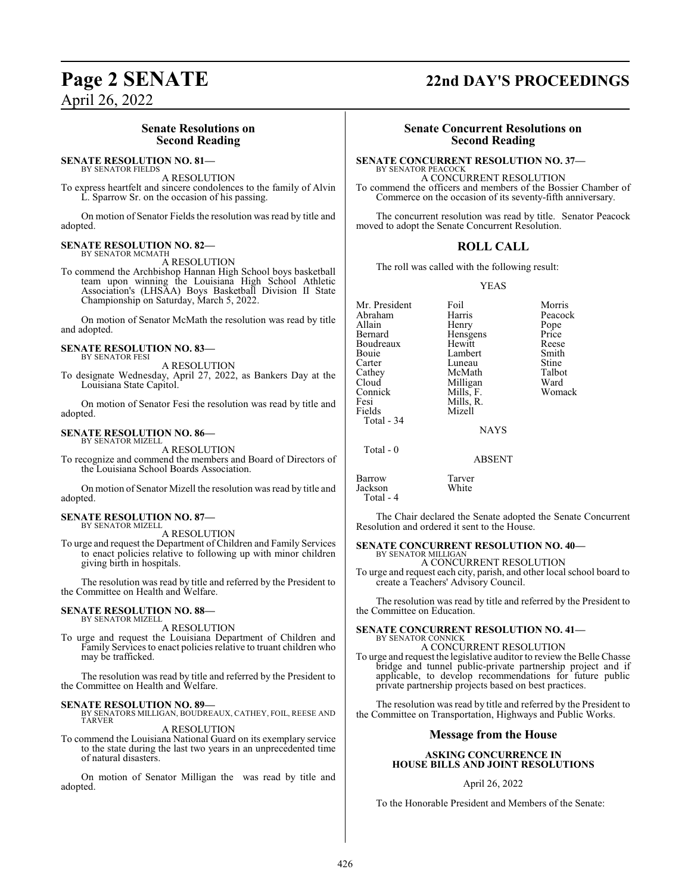## Senate Resolutions on Second Reading

**SENATE RESOLUTION NO. 81—**
BY SENATOR FIELDS

A RESOLUTION

To express heartfelt and sincere condolences to the family of Alvin L. Sparrow Sr. on the occasion of his passing.

On motion of Senator Fields the resolution was read by title and adopted.

**SENATE RESOLUTION NO. 82—**
BY SENATOR MCMATH

A RESOLUTION

To commend the Archbishop Hannan High School boys basketball team upon winning the Louisiana High School Athletic Association's (LHSAA) Boys Basketball Division II State Championship on Saturday, March 5, 2022.

On motion of Senator McMath the resolution was read by title and adopted.

**SENATE RESOLUTION NO. 83—**
BY SENATOR FESI

A RESOLUTION

To designate Wednesday, April 27, 2022, as Bankers Day at the Louisiana State Capitol.

On motion of Senator Fesi the resolution was read by title and adopted.

**SENATE RESOLUTION NO. 86—**
BY SENATOR MIZELL

A RESOLUTION

To recognize and commend the members and Board of Directors of the Louisiana School Boards Association.

On motion of Senator Mizell the resolution was read by title and adopted.

**SENATE RESOLUTION NO. 87—**
BY SENATOR MIZELL

A RESOLUTION

To urge and request the Department of Children and Family Services to enact policies relative to following up with minor children giving birth in hospitals.

The resolution was read by title and referred by the President to the Committee on Health and Welfare.

**SENATE RESOLUTION NO. 88—**
BY SENATOR MIZELL

A RESOLUTION

To urge and request the Louisiana Department of Children and Family Services to enact policies relative to truant children who may be trafficked.

The resolution was read by title and referred by the President to the Committee on Health and Welfare.

**SENATE RESOLUTION NO. 89—**
BY SENATORS MILLIGAN, BOUDREAUX, CATHEY, FOIL, REESE AND TARVER

A RESOLUTION

To commend the Louisiana National Guard on its exemplary service to the state during the last two years in an unprecedented time of natural disasters.

On motion of Senator Milligan the was read by title and adopted.

## Senate Concurrent Resolutions on Second Reading

**SENATE CONCURRENT RESOLUTION NO. 37—**
BY SENATOR PEACOCK

A CONCURRENT RESOLUTION

To commend the officers and members of the Bossier Chamber of Commerce on the occasion of its seventy-fifth anniversary.

The concurrent resolution was read by title. Senator Peacock moved to adopt the Senate Concurrent Resolution.

## ROLL CALL

The roll was called with the following result:

YEAS

| | | |
|---|---|---|
| Mr. President | Foil | Morris |
| Abraham | Harris | Peacock |
| Allain | Henry | Pope |
| Bernard | Hensgens | Price |
| Boudreaux | Hewitt | Reese |
| Bouie | Lambert | Smith |
| Carter | Luneau | Stine |
| Cathey | McMath | Talbot |
| Cloud | Milligan | Ward |
| Connick | Mills, F. | Womack |
| Fesi | Mills, R. | |
| Fields | Mizell | |

Total - 34

NAYS

Total - 0

ABSENT

| | |
|---|---|
| Barrow | Tarver |
| Jackson | White |

Total - 4

The Chair declared the Senate adopted the Senate Concurrent Resolution and ordered it sent to the House.

**SENATE CONCURRENT RESOLUTION NO. 40—**
BY SENATOR MILLIGAN

A CONCURRENT RESOLUTION

To urge and request each city, parish, and other local school board to create a Teachers' Advisory Council.

The resolution was read by title and referred by the President to the Committee on Education.

**SENATE CONCURRENT RESOLUTION NO. 41—**
BY SENATOR CONNICK

A CONCURRENT RESOLUTION

To urge and request the legislative auditor to review the Belle Chasse bridge and tunnel public-private partnership project and if applicable, to develop recommendations for future public private partnership projects based on best practices.

The resolution was read by title and referred by the President to the Committee on Transportation, Highways and Public Works.

## Message from the House

**ASKING CONCURRENCE IN HOUSE BILLS AND JOINT RESOLUTIONS**

April 26, 2022

To the Honorable President and Members of the Senate: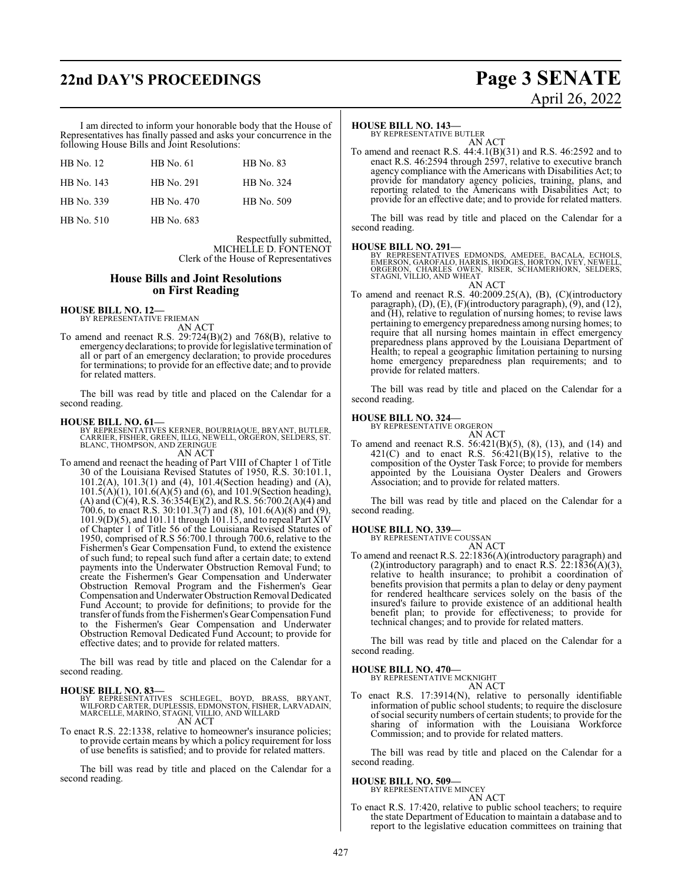I am directed to inform your honorable body that the House of Representatives has finally passed and asks your concurrence in the following House Bills and Joint Resolutions:

| | | |
|---|---|---|
| HB No. 12 | HB No. 61 | HB No. 83 |
| HB No. 143 | HB No. 291 | HB No. 324 |
| HB No. 339 | HB No. 470 | HB No. 509 |
| HB No. 510 | HB No. 683 | |

Respectfully submitted,
MICHELLE D. FONTENOT
Clerk of the House of Representatives

## House Bills and Joint Resolutions on First Reading

**HOUSE BILL NO. 12—**
BY REPRESENTATIVE FRIEMAN
AN ACT

To amend and reenact R.S. 29:724(B)(2) and 768(B), relative to emergency declarations; to provide for legislative termination of all or part of an emergency declaration; to provide procedures for terminations; to provide for an effective date; and to provide for related matters.

The bill was read by title and placed on the Calendar for a second reading.

**HOUSE BILL NO. 61—**
BY REPRESENTATIVES KERNER, BOURRIAQUE, BRYANT, BUTLER, CARRIER, FISHER, GREEN, ILLG, NEWELL, ORGERON, SELDERS, ST. BLANC, THOMPSON, AND ZERINGUE
AN ACT

To amend and reenact the heading of Part VIII of Chapter 1 of Title 30 of the Louisiana Revised Statutes of 1950, R.S. 30:101.1, 101.2(A), 101.3(1) and (4), 101.4(Section heading) and (A), 101.5(A)(1), 101.6(A)(5) and (6), and 101.9(Section heading), (A) and (C)(4), R.S. 36:354(E)(2), and R.S. 56:700.2(A)(4) and 700.6, to enact R.S. 30:101.3(7) and (8), 101.6(A)(8) and (9), 101.9(D)(5), and 101.11 through 101.15, and to repeal Part XIV of Chapter 1 of Title 56 of the Louisiana Revised Statutes of 1950, comprised of R.S 56:700.1 through 700.6, relative to the Fishermen's Gear Compensation Fund, to extend the existence of such fund; to repeal such fund after a certain date; to extend payments into the Underwater Obstruction Removal Fund; to create the Fishermen's Gear Compensation and Underwater Obstruction Removal Program and the Fishermen's Gear Compensation and Underwater Obstruction Removal Dedicated Fund Account; to provide for definitions; to provide for the transfer of funds from the Fishermen's Gear Compensation Fund to the Fishermen's Gear Compensation and Underwater Obstruction Removal Dedicated Fund Account; to provide for effective dates; and to provide for related matters.

The bill was read by title and placed on the Calendar for a second reading.

**HOUSE BILL NO. 83—**
BY REPRESENTATIVES SCHLEGEL, BOYD, BRASS, BRYANT, WILFORD CARTER, DUPLESSIS, EDMONSTON, FISHER, LARVADAIN, MARCELLE, MARINO, STAGNI, VILLIO, AND WILLARD
AN ACT

To enact R.S. 22:1338, relative to homeowner's insurance policies; to provide certain means by which a policy requirement for loss of use benefits is satisfied; and to provide for related matters.

The bill was read by title and placed on the Calendar for a second reading.

**HOUSE BILL NO. 143—**
BY REPRESENTATIVE BUTLER
AN ACT

To amend and reenact R.S. 44:4.1(B)(31) and R.S. 46:2592 and to enact R.S. 46:2594 through 2597, relative to executive branch agency compliance with the Americans with Disabilities Act; to provide for mandatory agency policies, training, plans, and reporting related to the Americans with Disabilities Act; to provide for an effective date; and to provide for related matters.

The bill was read by title and placed on the Calendar for a second reading.

**HOUSE BILL NO. 291—**
BY REPRESENTATIVES EDMONDS, AMEDEE, BACALA, ECHOLS, EMERSON, GAROFALO, HARRIS, HODGES, HORTON, IVEY, NEWELL, ORGERON, CHARLES OWEN, RISER, SCHAMERHORN, SELDERS, STAGNI, VILLIO, AND WHEAT
AN ACT

To amend and reenact R.S. 40:2009.25(A), (B), (C)(introductory paragraph), (D), (E), (F)(introductory paragraph), (9), and (12), and (H), relative to regulation of nursing homes; to revise laws pertaining to emergency preparedness among nursing homes; to require that all nursing homes maintain in effect emergency preparedness plans approved by the Louisiana Department of Health; to repeal a geographic limitation pertaining to nursing home emergency preparedness plan requirements; and to provide for related matters.

The bill was read by title and placed on the Calendar for a second reading.

**HOUSE BILL NO. 324—**
BY REPRESENTATIVE ORGERON
AN ACT

To amend and reenact R.S. 56:421(B)(5), (8), (13), and (14) and 421(C) and to enact R.S. 56:421(B)(15), relative to the composition of the Oyster Task Force; to provide for members appointed by the Louisiana Oyster Dealers and Growers Association; and to provide for related matters.

The bill was read by title and placed on the Calendar for a second reading.

**HOUSE BILL NO. 339—**
BY REPRESENTATIVE COUSSAN
AN ACT

To amend and reenact R.S. 22:1836(A)(introductory paragraph) and (2)(introductory paragraph) and to enact R.S. 22:1836(A)(3), relative to health insurance; to prohibit a coordination of benefits provision that permits a plan to delay or deny payment for rendered healthcare services solely on the basis of the insured's failure to provide existence of an additional health benefit plan; to provide for effectiveness; to provide for technical changes; and to provide for related matters.

The bill was read by title and placed on the Calendar for a second reading.

**HOUSE BILL NO. 470—**
BY REPRESENTATIVE MCKNIGHT
AN ACT

To enact R.S. 17:3914(N), relative to personally identifiable information of public school students; to require the disclosure of social security numbers of certain students; to provide for the sharing of information with the Louisiana Workforce Commission; and to provide for related matters.

The bill was read by title and placed on the Calendar for a second reading.

**HOUSE BILL NO. 509—**
BY REPRESENTATIVE MINCEY
AN ACT

To enact R.S. 17:420, relative to public school teachers; to require the state Department of Education to maintain a database and to report to the legislative education committees on training that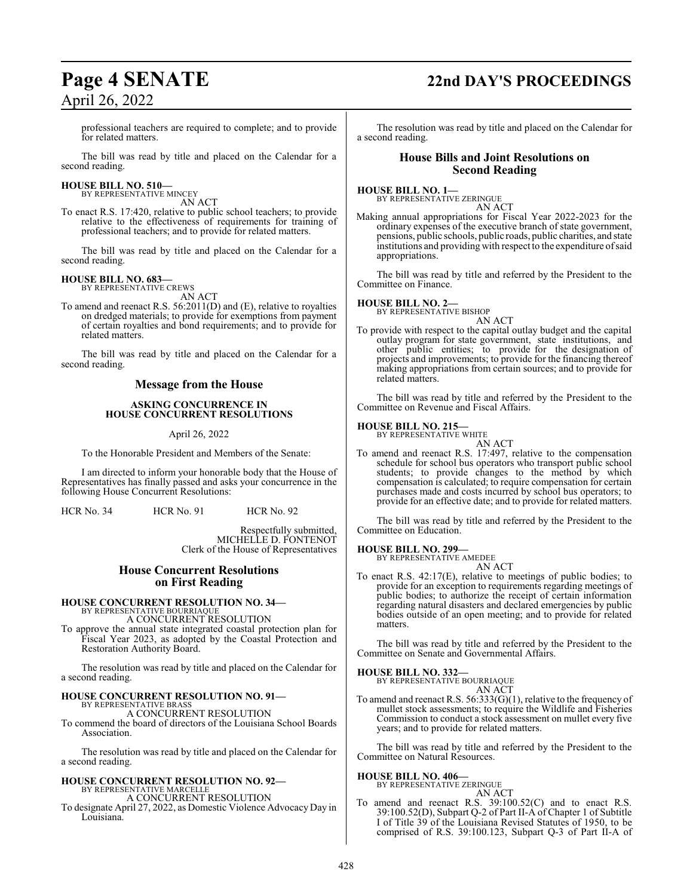professional teachers are required to complete; and to provide for related matters.

The bill was read by title and placed on the Calendar for a second reading.

**HOUSE BILL NO. 510—**
BY REPRESENTATIVE MINCEY
AN ACT

To enact R.S. 17:420, relative to public school teachers; to provide relative to the effectiveness of requirements for training of professional teachers; and to provide for related matters.

The bill was read by title and placed on the Calendar for a second reading.

**HOUSE BILL NO. 683—**
BY REPRESENTATIVE CREWS
AN ACT

To amend and reenact R.S. 56:2011(D) and (E), relative to royalties on dredged materials; to provide for exemptions from payment of certain royalties and bond requirements; and to provide for related matters.

The bill was read by title and placed on the Calendar for a second reading.

## Message from the House

**ASKING CONCURRENCE IN HOUSE CONCURRENT RESOLUTIONS**

April 26, 2022

To the Honorable President and Members of the Senate:

I am directed to inform your honorable body that the House of Representatives has finally passed and asks your concurrence in the following House Concurrent Resolutions:

HCR No. 34 HCR No. 91 HCR No. 92

Respectfully submitted,
MICHELLE D. FONTENOT
Clerk of the House of Representatives

## House Concurrent Resolutions on First Reading

**HOUSE CONCURRENT RESOLUTION NO. 34—**
BY REPRESENTATIVE BOURRIAQUE
A CONCURRENT RESOLUTION

To approve the annual state integrated coastal protection plan for Fiscal Year 2023, as adopted by the Coastal Protection and Restoration Authority Board.

The resolution was read by title and placed on the Calendar for a second reading.

**HOUSE CONCURRENT RESOLUTION NO. 91—**
BY REPRESENTATIVE BRASS
A CONCURRENT RESOLUTION

To commend the board of directors of the Louisiana School Boards Association.

The resolution was read by title and placed on the Calendar for a second reading.

**HOUSE CONCURRENT RESOLUTION NO. 92—**
BY REPRESENTATIVE MARCELLE
A CONCURRENT RESOLUTION

To designate April 27, 2022, as Domestic Violence Advocacy Day in Louisiana.

The resolution was read by title and placed on the Calendar for a second reading.

## House Bills and Joint Resolutions on Second Reading

**HOUSE BILL NO. 1—**
BY REPRESENTATIVE ZERINGUE
AN ACT

Making annual appropriations for Fiscal Year 2022-2023 for the ordinary expenses of the executive branch of state government, pensions, public schools, public roads, public charities, and state institutions and providing with respect to the expenditure of said appropriations.

The bill was read by title and referred by the President to the Committee on Finance.

**HOUSE BILL NO. 2—**
BY REPRESENTATIVE BISHOP
AN ACT

To provide with respect to the capital outlay budget and the capital outlay program for state government, state institutions, and other public entities; to provide for the designation of projects and improvements; to provide for the financing thereof making appropriations from certain sources; and to provide for related matters.

The bill was read by title and referred by the President to the Committee on Revenue and Fiscal Affairs.

**HOUSE BILL NO. 215—**
BY REPRESENTATIVE WHITE
AN ACT

To amend and reenact R.S. 17:497, relative to the compensation schedule for school bus operators who transport public school students; to provide changes to the method by which compensation is calculated; to require compensation for certain purchases made and costs incurred by school bus operators; to provide for an effective date; and to provide for related matters.

The bill was read by title and referred by the President to the Committee on Education.

**HOUSE BILL NO. 299—**
BY REPRESENTATIVE AMEDEE
AN ACT

To enact R.S. 42:17(E), relative to meetings of public bodies; to provide for an exception to requirements regarding meetings of public bodies; to authorize the receipt of certain information regarding natural disasters and declared emergencies by public bodies outside of an open meeting; and to provide for related matters.

The bill was read by title and referred by the President to the Committee on Senate and Governmental Affairs.

**HOUSE BILL NO. 332—**
BY REPRESENTATIVE BOURRIAQUE
AN ACT

To amend and reenact R.S. 56:333(G)(1), relative to the frequency of mullet stock assessments; to require the Wildlife and Fisheries Commission to conduct a stock assessment on mullet every five years; and to provide for related matters.

The bill was read by title and referred by the President to the Committee on Natural Resources.

**HOUSE BILL NO. 406—**
BY REPRESENTATIVE ZERINGUE
AN ACT

To amend and reenact R.S. 39:100.52(C) and to enact R.S. 39:100.52(D), Subpart Q-2 of Part II-A of Chapter 1 of Subtitle I of Title 39 of the Louisiana Revised Statutes of 1950, to be comprised of R.S. 39:100.123, Subpart Q-3 of Part II-A of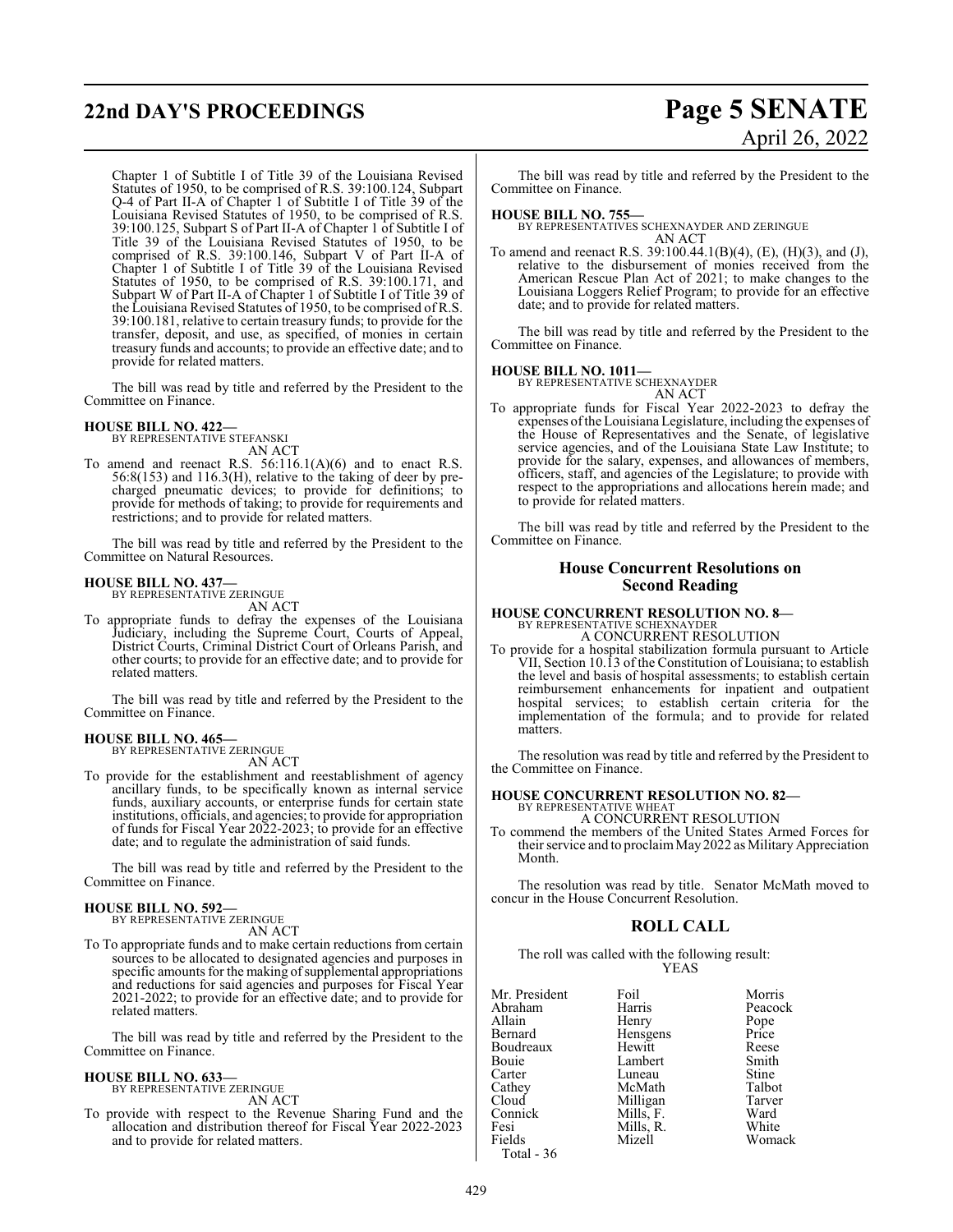Chapter 1 of Subtitle I of Title 39 of the Louisiana Revised Statutes of 1950, to be comprised of R.S. 39:100.124, Subpart Q-4 of Part II-A of Chapter 1 of Subtitle I of Title 39 of the Louisiana Revised Statutes of 1950, to be comprised of R.S. 39:100.125, Subpart S of Part II-A of Chapter 1 of Subtitle I of Title 39 of the Louisiana Revised Statutes of 1950, to be comprised of R.S. 39:100.146, Subpart V of Part II-A of Chapter 1 of Subtitle I of Title 39 of the Louisiana Revised Statutes of 1950, to be comprised of R.S. 39:100.171, and Subpart W of Part II-A of Chapter 1 of Subtitle I of Title 39 of the Louisiana Revised Statutes of 1950, to be comprised of R.S. 39:100.181, relative to certain treasury funds; to provide for the transfer, deposit, and use, as specified, of monies in certain treasury funds and accounts; to provide an effective date; and to provide for related matters.

The bill was read by title and referred by the President to the Committee on Finance.

**HOUSE BILL NO. 422—**
BY REPRESENTATIVE STEFANSKI
AN ACT

To amend and reenact R.S. 56:116.1(A)(6) and to enact R.S. 56:8(153) and 116.3(H), relative to the taking of deer by pre-charged pneumatic devices; to provide for definitions; to provide for methods of taking; to provide for requirements and restrictions; and to provide for related matters.

The bill was read by title and referred by the President to the Committee on Natural Resources.

**HOUSE BILL NO. 437—**
BY REPRESENTATIVE ZERINGUE
AN ACT

To appropriate funds to defray the expenses of the Louisiana Judiciary, including the Supreme Court, Courts of Appeal, District Courts, Criminal District Court of Orleans Parish, and other courts; to provide for an effective date; and to provide for related matters.

The bill was read by title and referred by the President to the Committee on Finance.

**HOUSE BILL NO. 465—**
BY REPRESENTATIVE ZERINGUE
AN ACT

To provide for the establishment and reestablishment of agency ancillary funds, to be specifically known as internal service funds, auxiliary accounts, or enterprise funds for certain state institutions, officials, and agencies; to provide for appropriation of funds for Fiscal Year 2022-2023; to provide for an effective date; and to regulate the administration of said funds.

The bill was read by title and referred by the President to the Committee on Finance.

**HOUSE BILL NO. 592—**
BY REPRESENTATIVE ZERINGUE
AN ACT

To To appropriate funds and to make certain reductions from certain sources to be allocated to designated agencies and purposes in specific amounts for the making of supplemental appropriations and reductions for said agencies and purposes for Fiscal Year 2021-2022; to provide for an effective date; and to provide for related matters.

The bill was read by title and referred by the President to the Committee on Finance.

**HOUSE BILL NO. 633—**
BY REPRESENTATIVE ZERINGUE
AN ACT

To provide with respect to the Revenue Sharing Fund and the allocation and distribution thereof for Fiscal Year 2022-2023 and to provide for related matters.

The bill was read by title and referred by the President to the Committee on Finance.

**HOUSE BILL NO. 755—**
BY REPRESENTATIVES SCHEXNAYDER AND ZERINGUE
AN ACT

To amend and reenact R.S. 39:100.44.1(B)(4), (E), (H)(3), and (J), relative to the disbursement of monies received from the American Rescue Plan Act of 2021; to make changes to the Louisiana Loggers Relief Program; to provide for an effective date; and to provide for related matters.

The bill was read by title and referred by the President to the Committee on Finance.

**HOUSE BILL NO. 1011—**
BY REPRESENTATIVE SCHEXNAYDER
AN ACT

To appropriate funds for Fiscal Year 2022-2023 to defray the expenses of the Louisiana Legislature, including the expenses of the House of Representatives and the Senate, of legislative service agencies, and of the Louisiana State Law Institute; to provide for the salary, expenses, and allowances of members, officers, staff, and agencies of the Legislature; to provide with respect to the appropriations and allocations herein made; and to provide for related matters.

The bill was read by title and referred by the President to the Committee on Finance.

## House Concurrent Resolutions on Second Reading

**HOUSE CONCURRENT RESOLUTION NO. 8—**
BY REPRESENTATIVE SCHEXNAYDER
A CONCURRENT RESOLUTION

To provide for a hospital stabilization formula pursuant to Article VII, Section 10.13 of the Constitution of Louisiana; to establish the level and basis of hospital assessments; to establish certain reimbursement enhancements for inpatient and outpatient hospital services; to establish certain criteria for the implementation of the formula; and to provide for related matters.

The resolution was read by title and referred by the President to the Committee on Finance.

**HOUSE CONCURRENT RESOLUTION NO. 82—**
BY REPRESENTATIVE WHEAT
A CONCURRENT RESOLUTION

To commend the members of the United States Armed Forces for their service and to proclaim May 2022 as Military Appreciation Month.

The resolution was read by title. Senator McMath moved to concur in the House Concurrent Resolution.

## ROLL CALL

The roll was called with the following result:

YEAS

| | | |
|---|---|---|
| Mr. President | Foil | Morris |
| Abraham | Harris | Peacock |
| Allain | Henry | Pope |
| Bernard | Hensgens | Price |
| Boudreaux | Hewitt | Reese |
| Bouie | Lambert | Smith |
| Carter | Luneau | Stine |
| Cathey | McMath | Talbot |
| Cloud | Milligan | Tarver |
| Connick | Mills, F. | Ward |
| Fesi | Mills, R. | White |
| Fields | Mizell | Womack |

Total - 36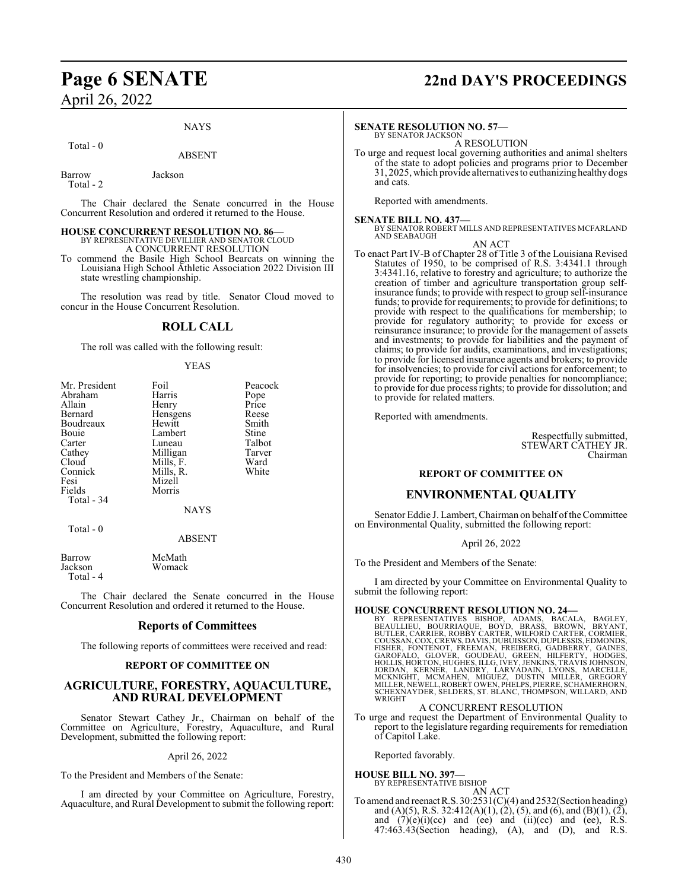NAYS

Total - 0

ABSENT

Barrow Jackson
Total - 2

The Chair declared the Senate concurred in the House Concurrent Resolution and ordered it returned to the House.

**HOUSE CONCURRENT RESOLUTION NO. 86—**
BY REPRESENTATIVE DEVILLIER AND SENATOR CLOUD
A CONCURRENT RESOLUTION
To commend the Basile High School Bearcats on winning the Louisiana High School Athletic Association 2022 Division III state wrestling championship.

The resolution was read by title. Senator Cloud moved to concur in the House Concurrent Resolution.

## ROLL CALL

The roll was called with the following result:

YEAS

| | | |
|---|---|---|
| Mr. President | Foil | Peacock |
| Abraham | Harris | Pope |
| Allain | Henry | Price |
| Bernard | Hensgens | Reese |
| Boudreaux | Hewitt | Smith |
| Bouie | Lambert | Stine |
| Carter | Luneau | Talbot |
| Cathey | Milligan | Tarver |
| Cloud | Mills, F. | Ward |
| Connick | Mills, R. | White |
| Fesi | Mizell | |
| Fields | Morris | |

Total - 34

NAYS

Total - 0

ABSENT

Barrow McMath
Jackson Womack
Total - 4

The Chair declared the Senate concurred in the House Concurrent Resolution and ordered it returned to the House.

## Reports of Committees

The following reports of committees were received and read:

### REPORT OF COMMITTEE ON

## AGRICULTURE, FORESTRY, AQUACULTURE, AND RURAL DEVELOPMENT

Senator Stewart Cathey Jr., Chairman on behalf of the Committee on Agriculture, Forestry, Aquaculture, and Rural Development, submitted the following report:

April 26, 2022

To the President and Members of the Senate:

I am directed by your Committee on Agriculture, Forestry, Aquaculture, and Rural Development to submit the following report:

**SENATE RESOLUTION NO. 57—**
BY SENATOR JACKSON
A RESOLUTION
To urge and request local governing authorities and animal shelters of the state to adopt policies and programs prior to December 31, 2025, which provide alternatives to euthanizing healthy dogs and cats.

Reported with amendments.

**SENATE BILL NO. 437—**
BY SENATOR ROBERT MILLS AND REPRESENTATIVES MCFARLAND AND SEABAUGH
AN ACT
To enact Part IV-B of Chapter 28 of Title 3 of the Louisiana Revised Statutes of 1950, to be comprised of R.S. 3:4341.1 through 3:4341.16, relative to forestry and agriculture; to authorize the creation of timber and agriculture transportation group self-insurance funds; to provide with respect to group self-insurance funds; to provide for requirements; to provide for definitions; to provide with respect to the qualifications for membership; to provide for regulatory authority; to provide for excess or reinsurance insurance; to provide for the management of assets and investments; to provide for liabilities and the payment of claims; to provide for audits, examinations, and investigations; to provide for licensed insurance agents and brokers; to provide for insolvencies; to provide for civil actions for enforcement; to provide for reporting; to provide penalties for noncompliance; to provide for due process rights; to provide for dissolution; and to provide for related matters.

Reported with amendments.

Respectfully submitted,
STEWART CATHEY JR.
Chairman

### REPORT OF COMMITTEE ON

## ENVIRONMENTAL QUALITY

Senator Eddie J. Lambert, Chairman on behalf of the Committee on Environmental Quality, submitted the following report:

April 26, 2022

To the President and Members of the Senate:

I am directed by your Committee on Environmental Quality to submit the following report:

**HOUSE CONCURRENT RESOLUTION NO. 24—**
BY REPRESENTATIVES BISHOP, ADAMS, BACALA, BAGLEY, BEAULLIEU, BOURRIAQUE, BOYD, BRASS, BROWN, BRYANT, BUTLER, CARRIER, ROBBY CARTER, WILFORD CARTER, CORMIER, COUSSAN, COX, CREWS, DAVIS, DUBUISSON, DUPLESSIS, EDMONDS, FISHER, FONTENOT, FREEMAN, FREIBERG, GADBERRY, GAINES, GAROFALO, GLOVER, GOUDEAU, GREEN, HILFERTY, HODGES, HOLLIS, HORTON, HUGHES, ILLG, IVEY, JENKINS, TRAVIS JOHNSON, JORDAN, KERNER, LANDRY, LARVADAIN, LYONS, MARCELLE, MCKNIGHT, MCMAHEN, MIGUEZ, DUSTIN MILLER, GREGORY MILLER, NEWELL, ROBERT OWEN, PHELPS, PIERRE, SCHAMERHORN, SCHEXNAYDER, SELDERS, ST. BLANC, THOMPSON, WILLARD, AND WRIGHT
A CONCURRENT RESOLUTION
To urge and request the Department of Environmental Quality to report to the legislature regarding requirements for remediation of Capitol Lake.

Reported favorably.

**HOUSE BILL NO. 397—**
BY REPRESENTATIVE BISHOP
AN ACT
To amend and reenact R.S. 30:2531(C)(4) and 2532(Section heading) and (A)(5), R.S. 32:412(A)(1), (2), (5), and (6), and (B)(1), (2), and (7)(e)(i)(cc) and (ee) and (ii)(cc) and (ee), R.S. 47:463.43(Section heading), (A), and (D), and R.S.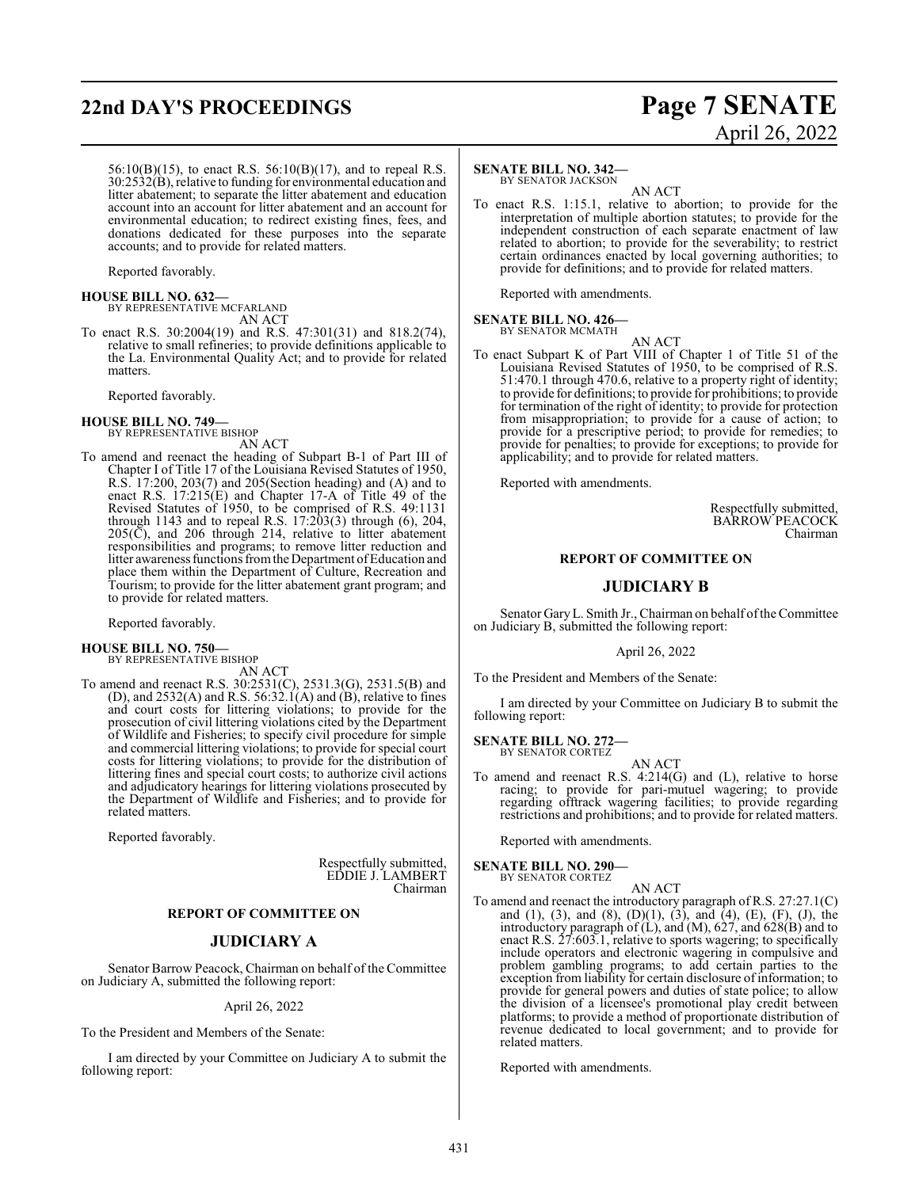56:10(B)(15), to enact R.S. 56:10(B)(17), and to repeal R.S. 30:2532(B), relative to funding for environmental education and litter abatement; to separate the litter abatement and education account into an account for litter abatement and an account for environmental education; to redirect existing fines, fees, and donations dedicated for these purposes into the separate accounts; and to provide for related matters.

Reported favorably.

**HOUSE BILL NO. 632—**
BY REPRESENTATIVE MCFARLAND
AN ACT

To enact R.S. 30:2004(19) and R.S. 47:301(31) and 818.2(74), relative to small refineries; to provide definitions applicable to the La. Environmental Quality Act; and to provide for related matters.

Reported favorably.

**HOUSE BILL NO. 749—**
BY REPRESENTATIVE BISHOP
AN ACT

To amend and reenact the heading of Subpart B-1 of Part III of Chapter I of Title 17 of the Louisiana Revised Statutes of 1950, R.S. 17:200, 203(7) and 205(Section heading) and (A) and to enact R.S. 17:215(E) and Chapter 17-A of Title 49 of the Revised Statutes of 1950, to be comprised of R.S. 49:1131 through 1143 and to repeal R.S. 17:203(3) through (6), 204, 205(C), and 206 through 214, relative to litter abatement responsibilities and programs; to remove litter reduction and litter awareness functions from the Department of Education and place them within the Department of Culture, Recreation and Tourism; to provide for the litter abatement grant program; and to provide for related matters.

Reported favorably.

**HOUSE BILL NO. 750—**
BY REPRESENTATIVE BISHOP
AN ACT

To amend and reenact R.S. 30:2531(C), 2531.3(G), 2531.5(B) and (D), and 2532(A) and R.S. 56:32.1(A) and (B), relative to fines and court costs for littering violations; to provide for the prosecution of civil littering violations cited by the Department of Wildlife and Fisheries; to specify civil procedure for simple and commercial littering violations; to provide for special court costs for littering violations; to provide for the distribution of littering fines and special court costs; to authorize civil actions and adjudicatory hearings for littering violations prosecuted by the Department of Wildlife and Fisheries; and to provide for related matters.

Reported favorably.

Respectfully submitted,
EDDIE J. LAMBERT
Chairman

## REPORT OF COMMITTEE ON

## JUDICIARY A

Senator Barrow Peacock, Chairman on behalf of the Committee on Judiciary A, submitted the following report:

April 26, 2022

To the President and Members of the Senate:

I am directed by your Committee on Judiciary A to submit the following report:

**SENATE BILL NO. 342—**
BY SENATOR JACKSON
AN ACT

To enact R.S. 1:15.1, relative to abortion; to provide for the interpretation of multiple abortion statutes; to provide for the independent construction of each separate enactment of law related to abortion; to provide for the severability; to restrict certain ordinances enacted by local governing authorities; to provide for definitions; and to provide for related matters.

Reported with amendments.

**SENATE BILL NO. 426—**
BY SENATOR MCMATH
AN ACT

To enact Subpart K of Part VIII of Chapter 1 of Title 51 of the Louisiana Revised Statutes of 1950, to be comprised of R.S. 51:470.1 through 470.6, relative to a property right of identity; to provide for definitions; to provide for prohibitions; to provide for termination of the right of identity; to provide for protection from misappropriation; to provide for a cause of action; to provide for a prescriptive period; to provide for remedies; to provide for penalties; to provide for exceptions; to provide for applicability; and to provide for related matters.

Reported with amendments.

Respectfully submitted,
BARROW PEACOCK
Chairman

## REPORT OF COMMITTEE ON

## JUDICIARY B

Senator Gary L. Smith Jr., Chairman on behalf of the Committee on Judiciary B, submitted the following report:

April 26, 2022

To the President and Members of the Senate:

I am directed by your Committee on Judiciary B to submit the following report:

**SENATE BILL NO. 272—**
BY SENATOR CORTEZ
AN ACT

To amend and reenact R.S. 4:214(G) and (L), relative to horse racing; to provide for pari-mutuel wagering; to provide regarding offtrack wagering facilities; to provide regarding restrictions and prohibitions; and to provide for related matters.

Reported with amendments.

**SENATE BILL NO. 290—**
BY SENATOR CORTEZ
AN ACT

To amend and reenact the introductory paragraph of R.S. 27:27.1(C) and (1), (3), and (8), (D)(1), (3), and (4), (E), (F), (J), the introductory paragraph of (L), and (M), 627, and 628(B) and to enact R.S. 27:603.1, relative to sports wagering; to specifically include operators and electronic wagering in compulsive and problem gambling programs; to add certain parties to the exception from liability for certain disclosure of information; to provide for general powers and duties of state police; to allow the division of a licensee's promotional play credit between platforms; to provide a method of proportionate distribution of revenue dedicated to local government; and to provide for related matters.

Reported with amendments.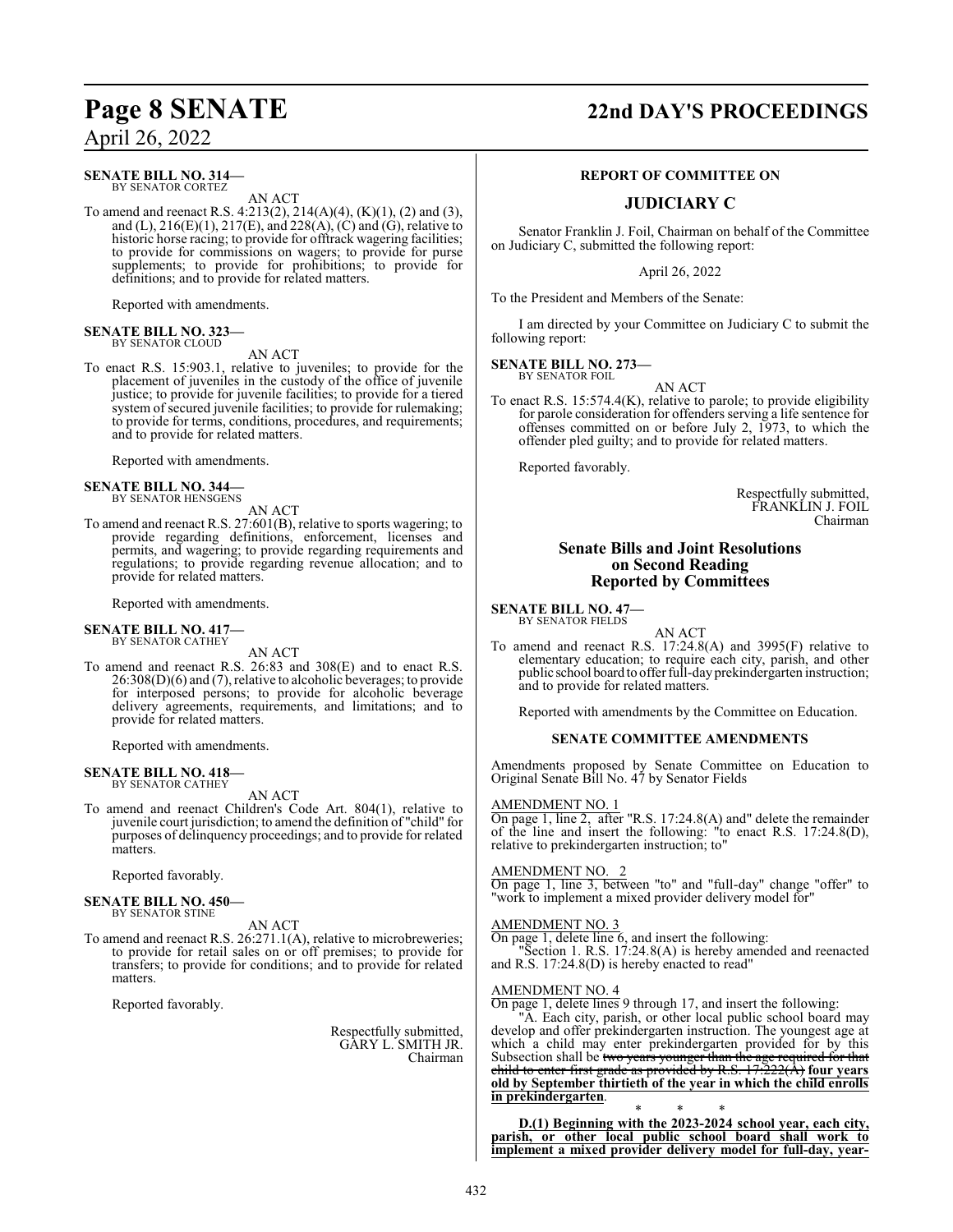**SENATE BILL NO. 314—**
BY SENATOR CORTEZ

AN ACT

To amend and reenact R.S. 4:213(2), 214(A)(4), (K)(1), (2) and (3), and (L), 216(E)(1), 217(E), and 228(A), (C) and (G), relative to historic horse racing; to provide for offtrack wagering facilities; to provide for commissions on wagers; to provide for purse supplements; to provide for prohibitions; to provide for definitions; and to provide for related matters.

Reported with amendments.

**SENATE BILL NO. 323—**
BY SENATOR CLOUD

AN ACT

To enact R.S. 15:903.1, relative to juveniles; to provide for the placement of juveniles in the custody of the office of juvenile justice; to provide for juvenile facilities; to provide for a tiered system of secured juvenile facilities; to provide for rulemaking; to provide for terms, conditions, procedures, and requirements; and to provide for related matters.

Reported with amendments.

**SENATE BILL NO. 344—**
BY SENATOR HENSGENS

AN ACT

To amend and reenact R.S. 27:601(B), relative to sports wagering; to provide regarding definitions, enforcement, licenses and permits, and wagering; to provide regarding requirements and regulations; to provide regarding revenue allocation; and to provide for related matters.

Reported with amendments.

**SENATE BILL NO. 417—**
BY SENATOR CATHEY

AN ACT

To amend and reenact R.S. 26:83 and 308(E) and to enact R.S. 26:308(D)(6) and (7), relative to alcoholic beverages; to provide for interposed persons; to provide for alcoholic beverage delivery agreements, requirements, and limitations; and to provide for related matters.

Reported with amendments.

**SENATE BILL NO. 418—**
BY SENATOR CATHEY

AN ACT

To amend and reenact Children's Code Art. 804(1), relative to juvenile court jurisdiction; to amend the definition of "child" for purposes of delinquency proceedings; and to provide for related matters.

Reported favorably.

**SENATE BILL NO. 450—**
BY SENATOR STINE

AN ACT

To amend and reenact R.S. 26:271.1(A), relative to microbreweries; to provide for retail sales on or off premises; to provide for transfers; to provide for conditions; and to provide for related matters.

Reported favorably.

Respectfully submitted,
GARY L. SMITH JR.
Chairman

## REPORT OF COMMITTEE ON

## JUDICIARY C

Senator Franklin J. Foil, Chairman on behalf of the Committee on Judiciary C, submitted the following report:

April 26, 2022

To the President and Members of the Senate:

I am directed by your Committee on Judiciary C to submit the following report:

**SENATE BILL NO. 273—**
BY SENATOR FOIL

AN ACT

To enact R.S. 15:574.4(K), relative to parole; to provide eligibility for parole consideration for offenders serving a life sentence for offenses committed on or before July 2, 1973, to which the offender pled guilty; and to provide for related matters.

Reported favorably.

Respectfully submitted,
FRANKLIN J. FOIL
Chairman

## Senate Bills and Joint Resolutions on Second Reading Reported by Committees

**SENATE BILL NO. 47—**
BY SENATOR FIELDS

AN ACT

To amend and reenact R.S. 17:24.8(A) and 3995(F) relative to elementary education; to require each city, parish, and other public school board to offer full-day prekindergarten instruction; and to provide for related matters.

Reported with amendments by the Committee on Education.

### SENATE COMMITTEE AMENDMENTS

Amendments proposed by Senate Committee on Education to Original Senate Bill No. 47 by Senator Fields

AMENDMENT NO. 1

On page 1, line 2, after "R.S. 17:24.8(A) and" delete the remainder of the line and insert the following: "to enact R.S. 17:24.8(D), relative to prekindergarten instruction; to"

AMENDMENT NO. 2

On page 1, line 3, between "to" and "full-day" change "offer" to "work to implement a mixed provider delivery model for"

AMENDMENT NO. 3

On page 1, delete line 6, and insert the following:

"Section 1. R.S. 17:24.8(A) is hereby amended and reenacted and R.S. 17:24.8(D) is hereby enacted to read"

AMENDMENT NO. 4

On page 1, delete lines 9 through 17, and insert the following:

"A. Each city, parish, or other local public school board may develop and offer prekindergarten instruction. The youngest age at which a child may enter prekindergarten provided for by this Subsection shall be ~~two years younger than the age required for that child to enter first grade as provided by R.S. 17:222(A)~~ **four years old by September thirtieth of the year in which the child enrolls in prekindergarten**.

\* \* \*

**D.(1) Beginning with the 2023-2024 school year, each city, parish, or other local public school board shall work to implement a mixed provider delivery model for full-day, year-**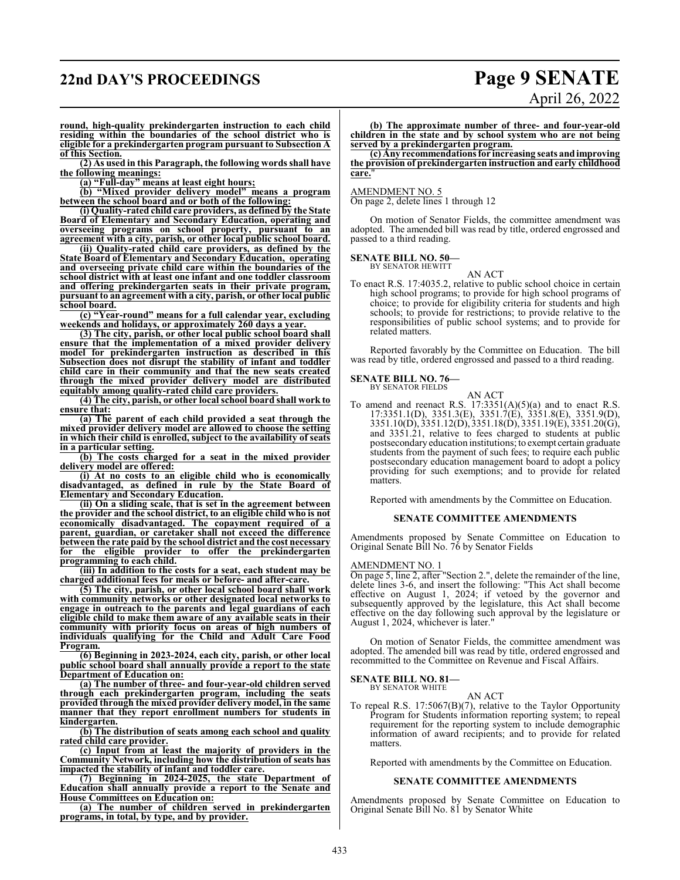**round, high-quality prekindergarten instruction to each child residing within the boundaries of the school district who is eligible for a prekindergarten program pursuant to Subsection A of this Section.**

**(2) As used in this Paragraph, the following words shall have the following meanings:**

**(a) "Full-day" means at least eight hours;**

**(b) "Mixed provider delivery model" means a program between the school board and or both of the following:**

**(i) Quality-rated child care providers, as defined by the State Board of Elementary and Secondary Education, operating and overseeing programs on school property, pursuant to an agreement with a city, parish, or other local public school board.**

**(ii) Quality-rated child care providers, as defined by the State Board of Elementary and Secondary Education, operating and overseeing private child care within the boundaries of the school district with at least one infant and one toddler classroom and offering prekindergarten seats in their private program, pursuant to an agreement with a city, parish, or other local public school board.**

**(c) "Year-round" means for a full calendar year, excluding weekends and holidays, or approximately 260 days a year.**

**(3) The city, parish, or other local public school board shall ensure that the implementation of a mixed provider delivery model for prekindergarten instruction as described in this Subsection does not disrupt the stability of infant and toddler child care in their community and that the new seats created through the mixed provider delivery model are distributed equitably among quality-rated child care providers.**

**(4) The city, parish, or other local school board shall work to ensure that:**

**(a) The parent of each child provided a seat through the mixed provider delivery model are allowed to choose the setting in which their child is enrolled, subject to the availability of seats in a particular setting.**

**(b) The costs charged for a seat in the mixed provider delivery model are offered:**

**(i) At no costs to an eligible child who is economically disadvantaged, as defined in rule by the State Board of Elementary and Secondary Education.**

**(ii) On a sliding scale, that is set in the agreement between the provider and the school district, to an eligible child who is not economically disadvantaged. The copayment required of a parent, guardian, or caretaker shall not exceed the difference between the rate paid by the school district and the cost necessary for the eligible provider to offer the prekindergarten programming to each child.**

**(iii) In addition to the costs for a seat, each student may be charged additional fees for meals or before- and after-care.**

**(5) The city, parish, or other local school board shall work with community networks or other designated local networks to engage in outreach to the parents and legal guardians of each eligible child to make them aware of any available seats in their community with priority focus on areas of high numbers of individuals qualifying for the Child and Adult Care Food Program.**

**(6) Beginning in 2023-2024, each city, parish, or other local public school board shall annually provide a report to the state Department of Education on:**

**(a) The number of three- and four-year-old children served through each prekindergarten program, including the seats provided through the mixed provider delivery model, in the same manner that they report enrollment numbers for students in kindergarten.**

**(b) The distribution of seats among each school and quality rated child care provider.**

**(c) Input from at least the majority of providers in the Community Network, including how the distribution of seats has impacted the stability of infant and toddler care.**

**(7) Beginning in 2024-2025, the state Department of Education shall annually provide a report to the Senate and House Committees on Education on:**

**(a) The number of children served in prekindergarten programs, in total, by type, and by provider.**

**(b) The approximate number of three- and four-year-old children in the state and by school system who are not being served by a prekindergarten program.**

**(c) Any recommendations for increasing seats and improving the provision of prekindergarten instruction and early childhood care.**"

AMENDMENT NO. 5
On page 2, delete lines 1 through 12

On motion of Senator Fields, the committee amendment was adopted. The amended bill was read by title, ordered engrossed and passed to a third reading.

**SENATE BILL NO. 50—**
BY SENATOR HEWITT

AN ACT

To enact R.S. 17:4035.2, relative to public school choice in certain high school programs; to provide for high school programs of choice; to provide for eligibility criteria for students and high schools; to provide for restrictions; to provide relative to the responsibilities of public school systems; and to provide for related matters.

Reported favorably by the Committee on Education. The bill was read by title, ordered engrossed and passed to a third reading.

**SENATE BILL NO. 76—**
BY SENATOR FIELDS

AN ACT

To amend and reenact R.S. 17:3351(A)(5)(a) and to enact R.S. 17:3351.1(D), 3351.3(E), 3351.7(E), 3351.8(E), 3351.9(D), 3351.10(D), 3351.12(D), 3351.18(D), 3351.19(E), 3351.20(G), and 3351.21, relative to fees charged to students at public postsecondary education institutions; to exempt certain graduate students from the payment of such fees; to require each public postsecondary education management board to adopt a policy providing for such exemptions; and to provide for related matters.

Reported with amendments by the Committee on Education.

**SENATE COMMITTEE AMENDMENTS**

Amendments proposed by Senate Committee on Education to Original Senate Bill No. 76 by Senator Fields

AMENDMENT NO. 1
On page 5, line 2, after "Section 2.", delete the remainder of the line, delete lines 3-6, and insert the following: "This Act shall become effective on August 1, 2024; if vetoed by the governor and subsequently approved by the legislature, this Act shall become effective on the day following such approval by the legislature or August 1, 2024, whichever is later."

On motion of Senator Fields, the committee amendment was adopted. The amended bill was read by title, ordered engrossed and recommitted to the Committee on Revenue and Fiscal Affairs.

**SENATE BILL NO. 81—**
BY SENATOR WHITE

AN ACT

To repeal R.S. 17:5067(B)(7), relative to the Taylor Opportunity Program for Students information reporting system; to repeal requirement for the reporting system to include demographic information of award recipients; and to provide for related matters.

Reported with amendments by the Committee on Education.

**SENATE COMMITTEE AMENDMENTS**

Amendments proposed by Senate Committee on Education to Original Senate Bill No. 81 by Senator White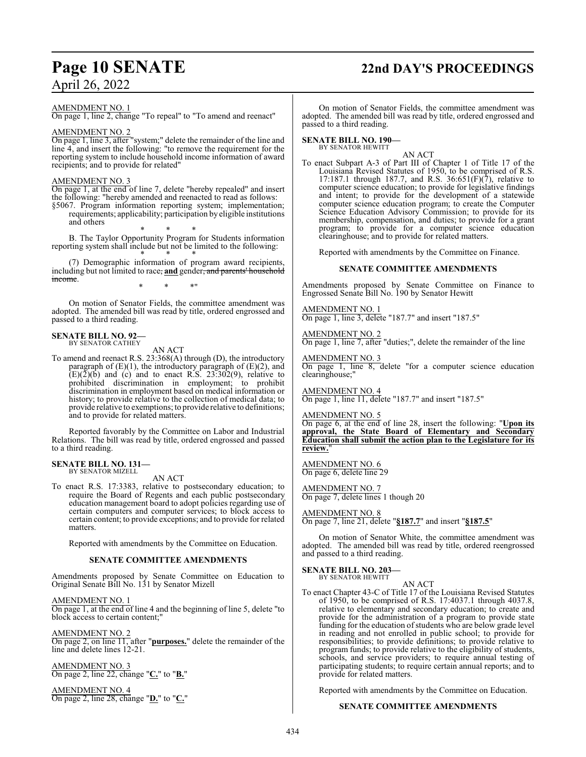AMENDMENT NO. 1

On page 1, line 2, change "To repeal" to "To amend and reenact"

AMENDMENT NO. 2

On page 1, line 3, after "system;" delete the remainder of the line and line 4, and insert the following: "to remove the requirement for the reporting system to include household income information of award recipients; and to provide for related"

AMENDMENT NO. 3

On page 1, at the end of line 7, delete "hereby repealed" and insert the following: "hereby amended and reenacted to read as follows:

§5067. Program information reporting system; implementation; requirements; applicability; participation by eligible institutions and others

\* \* \*

B. The Taylor Opportunity Program for Students information reporting system shall include but not be limited to the following:

\* \* \*

(7) Demographic information of program award recipients, including but not limited to race~~,~~ **and** gender~~, and parents' household income~~.

\* \* \*"

On motion of Senator Fields, the committee amendment was adopted. The amended bill was read by title, ordered engrossed and passed to a third reading.

**SENATE BILL NO. 92—**
BY SENATOR CATHEY

AN ACT

To amend and reenact R.S. 23:368(A) through (D), the introductory paragraph of (E)(1), the introductory paragraph of (E)(2), and (E)(2)(b) and (c) and to enact R.S. 23:302(9), relative to prohibited discrimination in employment; to prohibit discrimination in employment based on medical information or history; to provide relative to the collection of medical data; to provide relative to exemptions; to provide relative to definitions; and to provide for related matters.

Reported favorably by the Committee on Labor and Industrial Relations. The bill was read by title, ordered engrossed and passed to a third reading.

**SENATE BILL NO. 131—**
BY SENATOR MIZELL

AN ACT

To enact R.S. 17:3383, relative to postsecondary education; to require the Board of Regents and each public postsecondary education management board to adopt policies regarding use of certain computers and computer services; to block access to certain content; to provide exceptions; and to provide for related matters.

Reported with amendments by the Committee on Education.

**SENATE COMMITTEE AMENDMENTS**

Amendments proposed by Senate Committee on Education to Original Senate Bill No. 131 by Senator Mizell

AMENDMENT NO. 1

On page 1, at the end of line 4 and the beginning of line 5, delete "to block access to certain content;"

AMENDMENT NO. 2

On page 2, on line 11, after "**purposes.**" delete the remainder of the line and delete lines 12-21.

AMENDMENT NO. 3

On page 2, line 22, change "**C.**" to "**B.**"

AMENDMENT NO. 4

On page 2, line 28, change "**D.**" to "**C.**"

On motion of Senator Fields, the committee amendment was adopted. The amended bill was read by title, ordered engrossed and passed to a third reading.

**SENATE BILL NO. 190—**
BY SENATOR HEWITT

AN ACT

To enact Subpart A-3 of Part III of Chapter 1 of Title 17 of the Louisiana Revised Statutes of 1950, to be comprised of R.S. 17:187.1 through 187.7, and R.S. 36:651(F)(7), relative to computer science education; to provide for legislative findings and intent; to provide for the development of a statewide computer science education program; to create the Computer Science Education Advisory Commission; to provide for its membership, compensation, and duties; to provide for a grant program; to provide for a computer science education clearinghouse; and to provide for related matters.

Reported with amendments by the Committee on Finance.

**SENATE COMMITTEE AMENDMENTS**

Amendments proposed by Senate Committee on Finance to Engrossed Senate Bill No. 190 by Senator Hewitt

AMENDMENT NO. 1

On page 1, line 3, delete "187.7" and insert "187.5"

AMENDMENT NO. 2

On page 1, line 7, after "duties;", delete the remainder of the line

AMENDMENT NO. 3

On page 1, line 8, delete "for a computer science education clearinghouse;"

AMENDMENT NO. 4

On page 1, line 11, delete "187.7" and insert "187.5"

AMENDMENT NO. 5

On page 6, at the end of line 28, insert the following: "**Upon its approval, the State Board of Elementary and Secondary Education shall submit the action plan to the Legislature for its review.**"

AMENDMENT NO. 6

On page 6, delete line 29

AMENDMENT NO. 7

On page 7, delete lines 1 though 20

AMENDMENT NO. 8

On page 7, line 21, delete "**§187.7**" and insert "**§187.5**"

On motion of Senator White, the committee amendment was adopted. The amended bill was read by title, ordered reengrossed and passed to a third reading.

**SENATE BILL NO. 203—**
BY SENATOR HEWITT

AN ACT

To enact Chapter 43-C of Title 17 of the Louisiana Revised Statutes of 1950, to be comprised of R.S. 17:4037.1 through 4037.8, relative to elementary and secondary education; to create and provide for the administration of a program to provide state funding for the education of students who are below grade level in reading and not enrolled in public school; to provide for responsibilities; to provide definitions; to provide relative to program funds; to provide relative to the eligibility of students, schools, and service providers; to require annual testing of participating students; to require certain annual reports; and to provide for related matters.

Reported with amendments by the Committee on Education.

**SENATE COMMITTEE AMENDMENTS**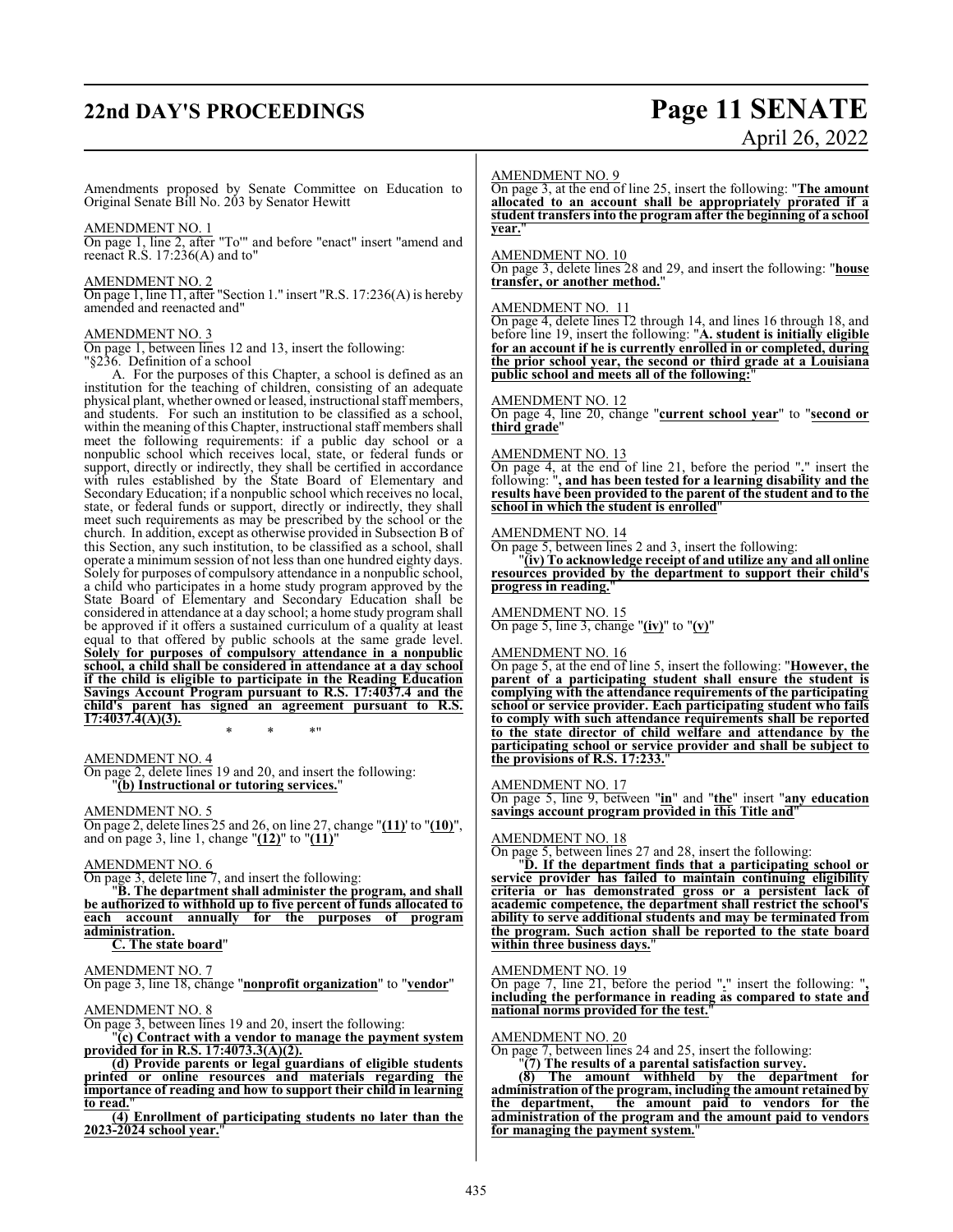Amendments proposed by Senate Committee on Education to Original Senate Bill No. 203 by Senator Hewitt

AMENDMENT NO. 1

On page 1, line 2, after "To'" and before "enact" insert "amend and reenact R.S. 17:236(A) and to"

AMENDMENT NO. 2

On page 1, line 11, after "Section 1." insert "R.S. 17:236(A) is hereby amended and reenacted and"

AMENDMENT NO. 3

On page 1, between lines 12 and 13, insert the following:

"§236. Definition of a school

A. For the purposes of this Chapter, a school is defined as an institution for the teaching of children, consisting of an adequate physical plant, whether owned or leased, instructional staff members, and students. For such an institution to be classified as a school, within the meaning of this Chapter, instructional staff members shall meet the following requirements: if a public day school or a nonpublic school which receives local, state, or federal funds or support, directly or indirectly, they shall be certified in accordance with rules established by the State Board of Elementary and Secondary Education; if a nonpublic school which receives no local, state, or federal funds or support, directly or indirectly, they shall meet such requirements as may be prescribed by the school or the church. In addition, except as otherwise provided in Subsection B of this Section, any such institution, to be classified as a school, shall operate a minimum session of not less than one hundred eighty days. Solely for purposes of compulsory attendance in a nonpublic school, a child who participates in a home study program approved by the State Board of Elementary and Secondary Education shall be considered in attendance at a day school; a home study program shall be approved if it offers a sustained curriculum of a quality at least equal to that offered by public schools at the same grade level. **Solely for purposes of compulsory attendance in a nonpublic school, a child shall be considered in attendance at a day school if the child is eligible to participate in the Reading Education Savings Account Program pursuant to R.S. 17:4037.4 and the child's parent has signed an agreement pursuant to R.S. 17:4037.4(A)(3).**

\* \* \*"

AMENDMENT NO. 4

On page 2, delete lines 19 and 20, and insert the following:

"**(b) Instructional or tutoring services.**"

AMENDMENT NO. 5

On page 2, delete lines 25 and 26, on line 27, change "**(11)**' to "**(10)**", and on page 3, line 1, change "**(12)**" to "**(11)**"

AMENDMENT NO. 6

On page 3, delete line 7, and insert the following:

"**B. The department shall administer the program, and shall be authorized to withhold up to five percent of funds allocated to each account annually for the purposes of program administration.**

**C. The state board**"

AMENDMENT NO. 7

On page 3, line 18, change "**nonprofit organization**" to "**vendor**"

AMENDMENT NO. 8

On page 3, between lines 19 and 20, insert the following:

"**(c) Contract with a vendor to manage the payment system provided for in R.S. 17:4073.3(A)(2).**

**(d) Provide parents or legal guardians of eligible students printed or online resources and materials regarding the importance of reading and how to support their child in learning to read.**"

**(4) Enrollment of participating students no later than the 2023-2024 school year.**"

AMENDMENT NO. 9

On page 3, at the end of line 25, insert the following: "**The amount allocated to an account shall be appropriately prorated if a student transfers into the program after the beginning of a school year.**"

AMENDMENT NO. 10

On page 3, delete lines 28 and 29, and insert the following: "**house transfer, or another method.**"

AMENDMENT NO. 11

On page 4, delete lines 12 through 14, and lines 16 through 18, and before line 19, insert the following: "**A. student is initially eligible for an account if he is currently enrolled in or completed, during the prior school year, the second or third grade at a Louisiana public school and meets all of the following:**"

AMENDMENT NO. 12

On page 4, line 20, change "**current school year**" to "**second or third grade**"

AMENDMENT NO. 13

On page 4, at the end of line 21, before the period "**.**" insert the following: "**, and has been tested for a learning disability and the results have been provided to the parent of the student and to the school in which the student is enrolled**"

AMENDMENT NO. 14

On page 5, between lines 2 and 3, insert the following:

"**(iv) To acknowledge receipt of and utilize any and all online resources provided by the department to support their child's progress in reading.**"

AMENDMENT NO. 15

On page 5, line 3, change "**(iv)**" to "**(v)**"

AMENDMENT NO. 16

On page 5, at the end of line 5, insert the following: "**However, the parent of a participating student shall ensure the student is complying with the attendance requirements of the participating school or service provider. Each participating student who fails to comply with such attendance requirements shall be reported to the state director of child welfare and attendance by the participating school or service provider and shall be subject to the provisions of R.S. 17:233.**"

AMENDMENT NO. 17

On page 5, line 9, between "**in**" and "**the**" insert "**any education savings account program provided in this Title and**"

AMENDMENT NO. 18

On page 5, between lines 27 and 28, insert the following:

"**D. If the department finds that a participating school or service provider has failed to maintain continuing eligibility criteria or has demonstrated gross or a persistent lack of academic competence, the department shall restrict the school's ability to serve additional students and may be terminated from the program. Such action shall be reported to the state board within three business days.**"

AMENDMENT NO. 19

On page 7, line 21, before the period "**.**" insert the following: "**, including the performance in reading as compared to state and national norms provided for the test.**"

AMENDMENT NO. 20

On page 7, between lines 24 and 25, insert the following:

"**(7) The results of a parental satisfaction survey.**

**(8) The amount withheld by the department for administration of the program, including the amount retained by the department, the amount paid to vendors for the administration of the program and the amount paid to vendors for managing the payment system.**"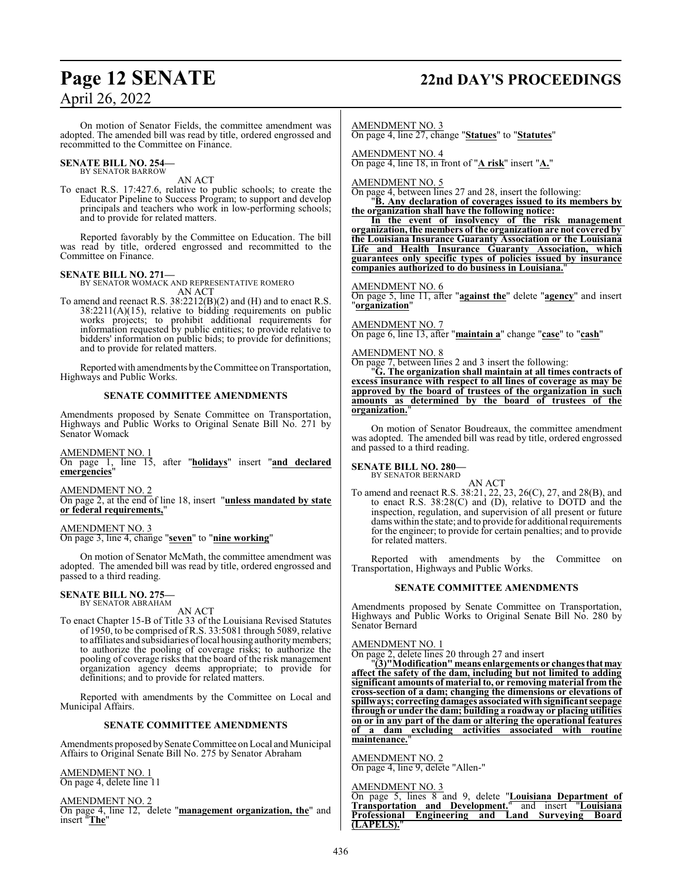On motion of Senator Fields, the committee amendment was adopted. The amended bill was read by title, ordered engrossed and recommitted to the Committee on Finance.

**SENATE BILL NO. 254—**
BY SENATOR BARROW

AN ACT

To enact R.S. 17:427.6, relative to public schools; to create the Educator Pipeline to Success Program; to support and develop principals and teachers who work in low-performing schools; and to provide for related matters.

Reported favorably by the Committee on Education. The bill was read by title, ordered engrossed and recommitted to the Committee on Finance.

**SENATE BILL NO. 271—**
BY SENATOR WOMACK AND REPRESENTATIVE ROMERO

AN ACT

To amend and reenact R.S. 38:2212(B)(2) and (H) and to enact R.S. 38:2211(A)(15), relative to bidding requirements on public works projects; to prohibit additional requirements for information requested by public entities; to provide relative to bidders' information on public bids; to provide for definitions; and to provide for related matters.

Reported with amendments by the Committee on Transportation, Highways and Public Works.

### SENATE COMMITTEE AMENDMENTS

Amendments proposed by Senate Committee on Transportation, Highways and Public Works to Original Senate Bill No. 271 by Senator Womack

AMENDMENT NO. 1
On page 1, line 15, after "**holidays**" insert "**and declared emergencies**"

AMENDMENT NO. 2
On page 2, at the end of line 18, insert "**unless mandated by state or federal requirements,**"

AMENDMENT NO. 3
On page 3, line 4, change "**seven**" to "**nine working**"

On motion of Senator McMath, the committee amendment was adopted. The amended bill was read by title, ordered engrossed and passed to a third reading.

**SENATE BILL NO. 275—**
BY SENATOR ABRAHAM

AN ACT

To enact Chapter 15-B of Title 33 of the Louisiana Revised Statutes of 1950, to be comprised of R.S. 33:5081 through 5089, relative to affiliates and subsidiaries of local housing authority members; to authorize the pooling of coverage risks; to authorize the pooling of coverage risks that the board of the risk management organization agency deems appropriate; to provide for definitions; and to provide for related matters.

Reported with amendments by the Committee on Local and Municipal Affairs.

### SENATE COMMITTEE AMENDMENTS

Amendments proposed by Senate Committee on Local and Municipal Affairs to Original Senate Bill No. 275 by Senator Abraham

AMENDMENT NO. 1
On page 4, delete line 11

AMENDMENT NO. 2
On page 4, line 12, delete "**management organization, the**" and insert "**The**"

AMENDMENT NO. 3
On page 4, line 27, change "**Statues**" to "**Statutes**"

AMENDMENT NO. 4
On page 4, line 18, in front of "**A risk**" insert "**A.**"

AMENDMENT NO. 5
On page 4, between lines 27 and 28, insert the following:

"**B. Any declaration of coverages issued to its members by the organization shall have the following notice:**

**In the event of insolvency of the risk management organization, the members of the organization are not covered by the Louisiana Insurance Guaranty Association or the Louisiana Life and Health Insurance Guaranty Association, which guarantees only specific types of policies issued by insurance companies authorized to do business in Louisiana.**"

AMENDMENT NO. 6
On page 5, line 11, after "**against the**" delete "**agency**" and insert "**organization**"

AMENDMENT NO. 7
On page 6, line 13, after "**maintain a**" change "**case**" to "**cash**"

AMENDMENT NO. 8
On page 7, between lines 2 and 3 insert the following:

"**G. The organization shall maintain at all times contracts of excess insurance with respect to all lines of coverage as may be approved by the board of trustees of the organization in such amounts as determined by the board of trustees of the organization.**"

On motion of Senator Boudreaux, the committee amendment was adopted. The amended bill was read by title, ordered engrossed and passed to a third reading.

**SENATE BILL NO. 280—**
BY SENATOR BERNARD

AN ACT

To amend and reenact R.S. 38:21, 22, 23, 26(C), 27, and 28(B), and to enact R.S. 38:28(C) and (D), relative to DOTD and the inspection, regulation, and supervision of all present or future dams within the state; and to provide for additional requirements for the engineer; to provide for certain penalties; and to provide for related matters.

Reported with amendments by the Committee on Transportation, Highways and Public Works.

### SENATE COMMITTEE AMENDMENTS

Amendments proposed by Senate Committee on Transportation, Highways and Public Works to Original Senate Bill No. 280 by Senator Bernard

AMENDMENT NO. 1
On page 2, delete lines 20 through 27 and insert

"**(3)"Modification" means enlargements or changes that may affect the safety of the dam, including but not limited to adding significant amounts of material to, or removing material from the cross-section of a dam; changing the dimensions or elevations of spillways; correcting damages associated with significant seepage through or under the dam; building a roadway or placing utilities on or in any part of the dam or altering the operational features of a dam excluding activities associated with routine maintenance.**"

AMENDMENT NO. 2
On page 4, line 9, delete "Allen-"

AMENDMENT NO. 3
On page 5, lines 8 and 9, delete "**Louisiana Department of Transportation and Development.**" and insert "**Louisiana Professional Engineering and Land Surveying Board (LAPELS).**"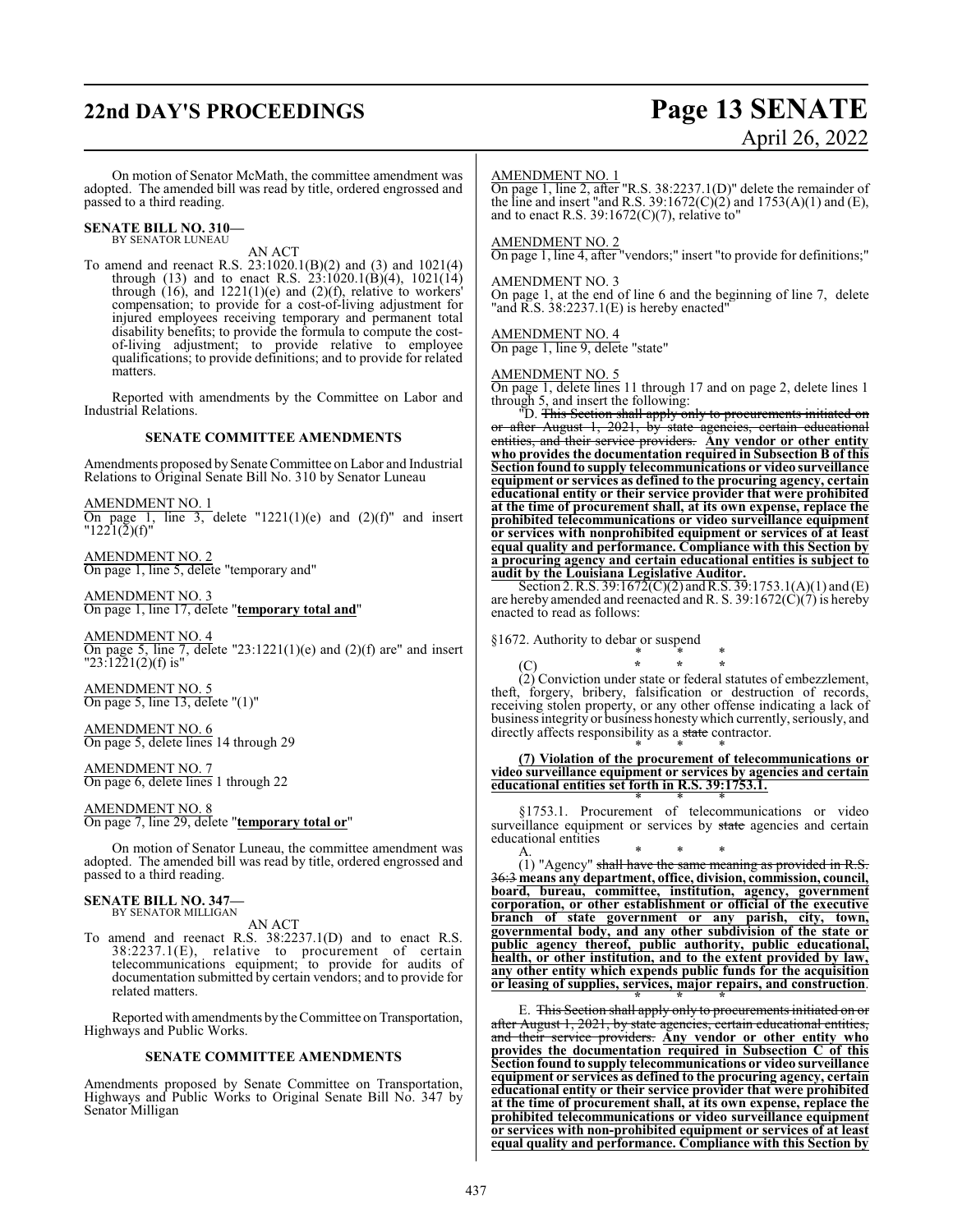On motion of Senator McMath, the committee amendment was adopted. The amended bill was read by title, ordered engrossed and passed to a third reading.

**SENATE BILL NO. 310—**
BY SENATOR LUNEAU

AN ACT

To amend and reenact R.S. 23:1020.1(B)(2) and (3) and 1021(4) through (13) and to enact R.S. 23:1020.1(B)(4), 1021(14) through (16), and 1221(1)(e) and (2)(f), relative to workers' compensation; to provide for a cost-of-living adjustment for injured employees receiving temporary and permanent total disability benefits; to provide the formula to compute the cost-of-living adjustment; to provide relative to employee qualifications; to provide definitions; and to provide for related matters.

Reported with amendments by the Committee on Labor and Industrial Relations.

**SENATE COMMITTEE AMENDMENTS**

Amendments proposed by Senate Committee on Labor and Industrial Relations to Original Senate Bill No. 310 by Senator Luneau

AMENDMENT NO. 1
On page 1, line 3, delete "1221(1)(e) and (2)(f)" and insert "1221(2)(f)"

AMENDMENT NO. 2
On page 1, line 5, delete "temporary and"

AMENDMENT NO. 3
On page 1, line 17, delete "**temporary total and**"

AMENDMENT NO. 4
On page 5, line 7, delete "23:1221(1)(e) and (2)(f) are" and insert "23:1221(2)(f) is"

AMENDMENT NO. 5
On page 5, line 13, delete "(1)"

AMENDMENT NO. 6
On page 5, delete lines 14 through 29

AMENDMENT NO. 7
On page 6, delete lines 1 through 22

AMENDMENT NO. 8
On page 7, line 29, delete "**temporary total or**"

On motion of Senator Luneau, the committee amendment was adopted. The amended bill was read by title, ordered engrossed and passed to a third reading.

**SENATE BILL NO. 347—**
BY SENATOR MILLIGAN

AN ACT

To amend and reenact R.S. 38:2237.1(D) and to enact R.S. 38:2237.1(E), relative to procurement of certain telecommunications equipment; to provide for audits of documentation submitted by certain vendors; and to provide for related matters.

Reported with amendments by the Committee on Transportation, Highways and Public Works.

**SENATE COMMITTEE AMENDMENTS**

Amendments proposed by Senate Committee on Transportation, Highways and Public Works to Original Senate Bill No. 347 by Senator Milligan

AMENDMENT NO. 1
On page 1, line 2, after "R.S. 38:2237.1(D)" delete the remainder of the line and insert "and R.S. 39:1672(C)(2) and 1753(A)(1) and (E), and to enact R.S. 39:1672(C)(7), relative to"

AMENDMENT NO. 2
On page 1, line 4, after "vendors;" insert "to provide for definitions;"

AMENDMENT NO. 3
On page 1, at the end of line 6 and the beginning of line 7, delete "and R.S. 38:2237.1(E) is hereby enacted"

AMENDMENT NO. 4
On page 1, line 9, delete "state"

AMENDMENT NO. 5
On page 1, delete lines 11 through 17 and on page 2, delete lines 1 through 5, and insert the following:

"D. ~~This Section shall apply only to procurements initiated on or after August 1, 2021, by state agencies, certain educational entities, and their service providers.~~ **Any vendor or other entity who provides the documentation required in Subsection B of this Section found to supply telecommunications or video surveillance equipment or services as defined to the procuring agency, certain educational entity or their service provider that were prohibited at the time of procurement shall, at its own expense, replace the prohibited telecommunications or video surveillance equipment or services with nonprohibited equipment or services of at least equal quality and performance. Compliance with this Section by a procuring agency and certain educational entities is subject to audit by the Louisiana Legislative Auditor.**

Section 2. R.S. 39:1672(C)(2) and R.S. 39:1753.1(A)(1) and (E) are hereby amended and reenacted and R. S. 39:1672(C)(7) is hereby enacted to read as follows:

§1672. Authority to debar or suspend

\* \* \*

(C) \* \* \*

(2) Conviction under state or federal statutes of embezzlement, theft, forgery, bribery, falsification or destruction of records, receiving stolen property, or any other offense indicating a lack of business integrity or business honesty which currently, seriously, and directly affects responsibility as a ~~state~~ contractor.

\* \* \*

**(7) Violation of the procurement of telecommunications or video surveillance equipment or services by agencies and certain educational entities set forth in R.S. 39:1753.1.**

\* \* \*

§1753.1. Procurement of telecommunications or video surveillance equipment or services by ~~state~~ agencies and certain educational entities

A. \* \* \*

(1) "Agency" ~~shall have the same meaning as provided in R.S. 36:3~~ **means any department, office, division, commission, council, board, bureau, committee, institution, agency, government corporation, or other establishment or official of the executive branch of state government or any parish, city, town, governmental body, and any other subdivision of the state or public agency thereof, public authority, public educational, health, or other institution, and to the extent provided by law, any other entity which expends public funds for the acquisition or leasing of supplies, services, major repairs, and construction**.

\* \* \*

E. ~~This Section shall apply only to procurements initiated on or after August 1, 2021, by state agencies, certain educational entities, and their service providers.~~ **Any vendor or other entity who provides the documentation required in Subsection C of this Section found to supply telecommunications or video surveillance equipment or services as defined to the procuring agency, certain educational entity or their service provider that were prohibited at the time of procurement shall, at its own expense, replace the prohibited telecommunications or video surveillance equipment or services with non-prohibited equipment or services of at least equal quality and performance. Compliance with this Section by**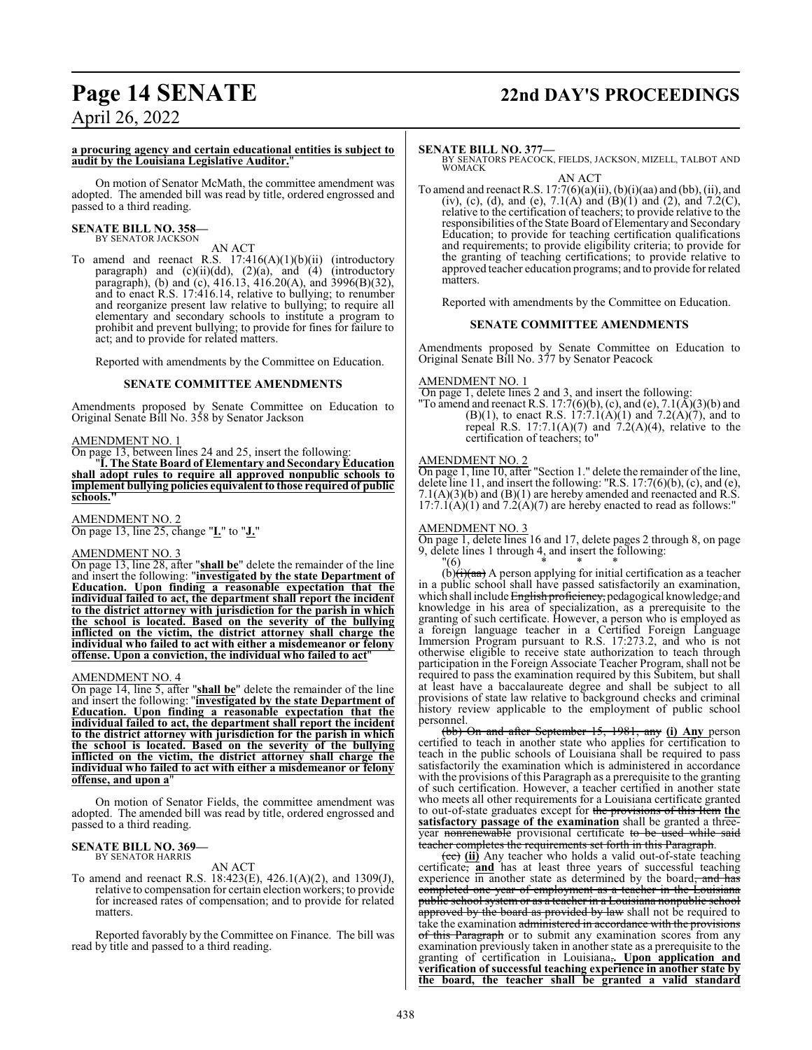**a procuring agency and certain educational entities is subject to audit by the Louisiana Legislative Auditor.**"

On motion of Senator McMath, the committee amendment was adopted. The amended bill was read by title, ordered engrossed and passed to a third reading.

**SENATE BILL NO. 358—**
BY SENATOR JACKSON

AN ACT

To amend and reenact R.S. 17:416(A)(1)(b)(ii) (introductory paragraph) and (c)(ii)(dd), (2)(a), and (4) (introductory paragraph), (b) and (c), 416.13, 416.20(A), and 3996(B)(32), and to enact R.S. 17:416.14, relative to bullying; to renumber and reorganize present law relative to bullying; to require all elementary and secondary schools to institute a program to prohibit and prevent bullying; to provide for fines for failure to act; and to provide for related matters.

Reported with amendments by the Committee on Education.

**SENATE COMMITTEE AMENDMENTS**

Amendments proposed by Senate Committee on Education to Original Senate Bill No. 358 by Senator Jackson

AMENDMENT NO. 1
On page 13, between lines 24 and 25, insert the following:
"**I. The State Board of Elementary and Secondary Education shall adopt rules to require all approved nonpublic schools to implement bullying policies equivalent to those required of public schools.**"

AMENDMENT NO. 2
On page 13, line 25, change "**I.**" to "**J.**"

AMENDMENT NO. 3
On page 13, line 28, after "**shall be**" delete the remainder of the line and insert the following: "**investigated by the state Department of Education. Upon finding a reasonable expectation that the individual failed to act, the department shall report the incident to the district attorney with jurisdiction for the parish in which the school is located. Based on the severity of the bullying inflicted on the victim, the district attorney shall charge the individual who failed to act with either a misdemeanor or felony offense. Upon a conviction, the individual who failed to act**"

AMENDMENT NO. 4
On page 14, line 5, after "**shall be**" delete the remainder of the line and insert the following: "**investigated by the state Department of Education. Upon finding a reasonable expectation that the individual failed to act, the department shall report the incident to the district attorney with jurisdiction for the parish in which the school is located. Based on the severity of the bullying inflicted on the victim, the district attorney shall charge the individual who failed to act with either a misdemeanor or felony offense, and upon a**"

On motion of Senator Fields, the committee amendment was adopted. The amended bill was read by title, ordered engrossed and passed to a third reading.

**SENATE BILL NO. 369—**
BY SENATOR HARRIS

AN ACT

To amend and reenact R.S. 18:423(E), 426.1(A)(2), and 1309(J), relative to compensation for certain election workers; to provide for increased rates of compensation; and to provide for related matters.

Reported favorably by the Committee on Finance. The bill was read by title and passed to a third reading.

**SENATE BILL NO. 377—**
BY SENATORS PEACOCK, FIELDS, JACKSON, MIZELL, TALBOT AND WOMACK

AN ACT

To amend and reenact R.S. 17:7(6)(a)(ii), (b)(i)(aa) and (bb), (ii), and (iv), (c), (d), and (e), 7.1(A) and (B)(1) and (2), and 7.2(C), relative to the certification of teachers; to provide relative to the responsibilities of the State Board of Elementary and Secondary Education; to provide for teaching certification qualifications and requirements; to provide eligibility criteria; to provide for the granting of teaching certifications; to provide relative to approved teacher education programs; and to provide for related matters.

Reported with amendments by the Committee on Education.

**SENATE COMMITTEE AMENDMENTS**

Amendments proposed by Senate Committee on Education to Original Senate Bill No. 377 by Senator Peacock

AMENDMENT NO. 1
On page 1, delete lines 2 and 3, and insert the following:
"To amend and reenact R.S. 17:7(6)(b), (c), and (e), 7.1(A)(3)(b) and (B)(1), to enact R.S. 17:7.1(A)(1) and 7.2(A)(7), and to repeal R.S. 17:7.1(A)(7) and 7.2(A)(4), relative to the certification of teachers; to"

AMENDMENT NO. 2
On page 1, line 10, after "Section 1." delete the remainder of the line, delete line 11, and insert the following: "R.S. 17:7(6)(b), (c), and (e), 7.1(A)(3)(b) and (B)(1) are hereby amended and reenacted and R.S. 17:7.1(A)(1) and 7.2(A)(7) are hereby enacted to read as follows:"

AMENDMENT NO. 3
On page 1, delete lines 16 and 17, delete pages 2 through 8, on page 9, delete lines 1 through 4, and insert the following:

"(6) * * *

(b)~~(i)(aa)~~ A person applying for initial certification as a teacher in a public school shall have passed satisfactorily an examination, which shall include ~~English proficiency,~~ pedagogical knowledge, and knowledge in his area of specialization, as a prerequisite to the granting of such certificate. However, a person who is employed as a foreign language teacher in a Certified Foreign Language Immersion Program pursuant to R.S. 17:273.2, and who is not otherwise eligible to receive state authorization to teach through participation in the Foreign Associate Teacher Program, shall not be required to pass the examination required by this Subitem, but shall at least have a baccalaureate degree and shall be subject to all provisions of state law relative to background checks and criminal history review applicable to the employment of public school personnel.

~~(bb) On and after September 15, 1981, any~~ **(i) Any** person certified to teach in another state who applies for certification to teach in the public schools of Louisiana shall be required to pass satisfactorily the examination which is administered in accordance with the provisions of this Paragraph as a prerequisite to the granting of such certification. However, a teacher certified in another state who meets all other requirements for a Louisiana certificate granted to out-of-state graduates except for ~~the provisions of this Item~~ **the satisfactory passage of the examination** shall be granted a three-year ~~nonrenewable~~ provisional certificate ~~to be used while said teacher completes the requirements set forth in this Paragraph~~.

~~(cc)~~ **(ii)** Any teacher who holds a valid out-of-state teaching certificate~~,~~ **and** has at least three years of successful teaching experience in another state as determined by the board~~, and has completed one year of employment as a teacher in the Louisiana public school system or as a teacher in a Louisiana nonpublic school approved by the board as provided by law~~ shall not be required to take the examination ~~administered in accordance with the provisions of this Paragraph~~ or to submit any examination scores from any examination previously taken in another state as a prerequisite to the granting of certification in Louisiana~~,~~**. Upon application and verification of successful teaching experience in another state by the board, the teacher shall be granted a valid standard**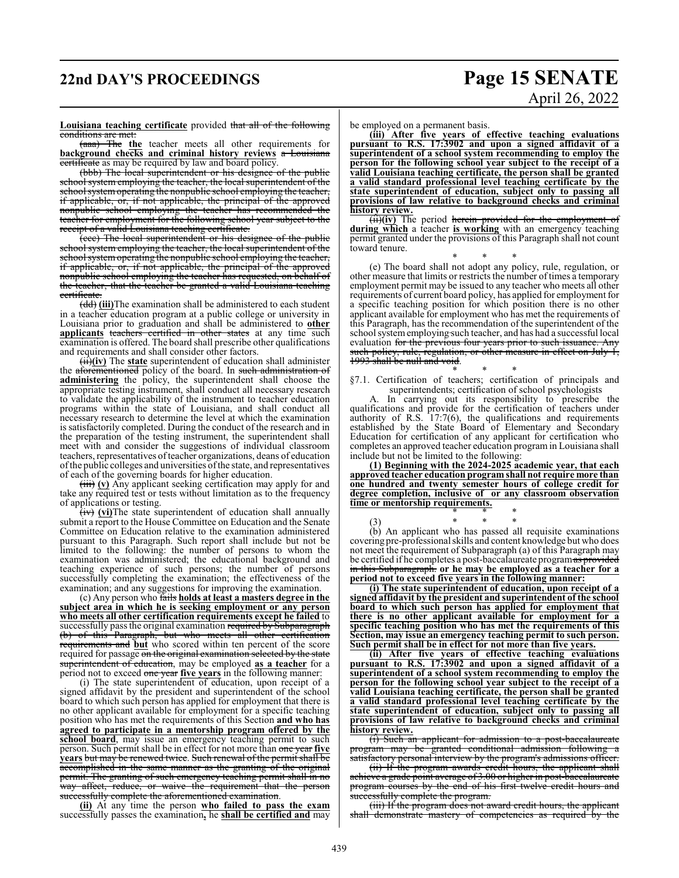**Louisiana teaching certificate** provided ~~that all of the following conditions are met:~~

~~(aaa) The~~ **the** teacher meets all other requirements for **background checks and criminal history reviews** ~~a Louisiana certificate~~ as may be required by law and board policy.

~~(bbb) The local superintendent or his designee of the public school system employing the teacher, the local superintendent of the school system operating the nonpublic school employing the teacher, if applicable, or, if not applicable, the principal of the approved nonpublic school employing the teacher has recommended the teacher for employment for the following school year subject to the receipt of a valid Louisiana teaching certificate.~~

~~(ccc) The local superintendent or his designee of the public school system employing the teacher, the local superintendent of the school system operating the nonpublic school employing the teacher, if applicable, or, if not applicable, the principal of the approved nonpublic school employing the teacher has requested, on behalf of the teacher, that the teacher be granted a valid Louisiana teaching certificate.~~

~~(dd)~~ **(iii)**The examination shall be administered to each student in a teacher education program at a public college or university in Louisiana prior to graduation and shall be administered to **other applicants** ~~teachers certified in other states~~ at any time such examination is offered. The board shall prescribe other qualifications and requirements and shall consider other factors.

~~(ii)~~**(iv)** The **state** superintendent of education shall administer the ~~aforementioned~~ policy of the board. In ~~such administration of~~ **administering** the policy, the superintendent shall choose the appropriate testing instrument, shall conduct all necessary research to validate the applicability of the instrument to teacher education programs within the state of Louisiana, and shall conduct all necessary research to determine the level at which the examination is satisfactorily completed. During the conduct of the research and in the preparation of the testing instrument, the superintendent shall meet with and consider the suggestions of individual classroom teachers, representatives of teacher organizations, deans of education of the public colleges and universities of the state, and representatives of each of the governing boards for higher education.

~~(iii)~~ **(v)** Any applicant seeking certification may apply for and take any required test or tests without limitation as to the frequency of applications or testing.

~~(iv)~~ **(vi)**The state superintendent of education shall annually submit a report to the House Committee on Education and the Senate Committee on Education relative to the examination administered pursuant to this Paragraph. Such report shall include but not be limited to the following: the number of persons to whom the examination was administered; the educational background and teaching experience of such persons; the number of persons successfully completing the examination; the effectiveness of the examination; and any suggestions for improving the examination.

(c) Any person who ~~fails~~ **holds at least a masters degree in the subject area in which he is seeking employment or any person who meets all other certification requirements except he failed** to successfully pass the original examination ~~required by Subparagraph (b) of this Paragraph, but who meets all other certification requirements and~~ **but** who scored within ten percent of the score required for passage ~~on the original examination selected by the state superintendent of education~~, may be employed **as a teacher** for a period not to exceed ~~one year~~ **five years** in the following manner:

(i) The state superintendent of education, upon receipt of a signed affidavit by the president and superintendent of the school board to which such person has applied for employment that there is no other applicant available for employment for a specific teaching position who has met the requirements of this Section **and who has agreed to participate in a mentorship program offered by the school board**, may issue an emergency teaching permit to such person. Such permit shall be in effect for not more than ~~one year~~ **five years** ~~but may be renewed twice. Such renewal of the permit shall be accomplished in the same manner as the granting of the original permit. The granting of such emergency teaching permit shall in no way affect, reduce, or waive the requirement that the person successfully complete the aforementioned examination~~.

**(ii)** At any time the person **who failed to pass the exam** successfully passes the examination**,** he **shall be certified and** may be employed on a permanent basis.

**(iii) After five years of effective teaching evaluations pursuant to R.S. 17:3902 and upon a signed affidavit of a superintendent of a school system recommending to employ the person for the following school year subject to the receipt of a valid Louisiana teaching certificate, the person shall be granted a valid standard professional level teaching certificate by the state superintendent of education, subject only to passing all provisions of law relative to background checks and criminal history review.**

~~(ii)~~**(iv)** The period ~~herein provided for the employment of~~ **during which** a teacher **is working** with an emergency teaching permit granted under the provisions of this Paragraph shall not count toward tenure.

\* \* \*

(e) The board shall not adopt any policy, rule, regulation, or other measure that limits or restricts the number of times a temporary employment permit may be issued to any teacher who meets all other requirements of current board policy, has applied for employment for a specific teaching position for which position there is no other applicant available for employment who has met the requirements of this Paragraph, has the recommendation of the superintendent of the school system employing such teacher, and has had a successful local evaluation ~~for the previous four years prior to such issuance. Any such policy, rule, regulation, or other measure in effect on July 1, 1993 shall be null and void~~.

\* \* \*

§7.1. Certification of teachers; certification of principals and superintendents; certification of school psychologists

A. In carrying out its responsibility to prescribe the qualifications and provide for the certification of teachers under authority of R.S. 17:7(6), the qualifications and requirements established by the State Board of Elementary and Secondary Education for certification of any applicant for certification who completes an approved teacher education program in Louisiana shall include but not be limited to the following:

**(1) Beginning with the 2024-2025 academic year, that each approved teacher education program shall not require more than one hundred and twenty semester hours of college credit for degree completion, inclusive of or any classroom observation time or mentorship requirements.**

\* \* \*

(3) \* \* \*

(b) An applicant who has passed all requisite examinations covering pre-professional skills and content knowledge but who does not meet the requirement of Subparagraph (a) of this Paragraph may be certified if he completes a post-baccalaureate program ~~as provided in this Subparagraph.~~ **or he may be employed as a teacher for a period not to exceed five years in the following manner:**

**(i) The state superintendent of education, upon receipt of a signed affidavit by the president and superintendent of the school board to which such person has applied for employment that there is no other applicant available for employment for a specific teaching position who has met the requirements of this Section, may issue an emergency teaching permit to such person. Such permit shall be in effect for not more than five years.**

**(ii) After five years of effective teaching evaluations pursuant to R.S. 17:3902 and upon a signed affidavit of a superintendent of a school system recommending to employ the person for the following school year subject to the receipt of a valid Louisiana teaching certificate, the person shall be granted a valid standard professional level teaching certificate by the state superintendent of education, subject only to passing all provisions of law relative to background checks and criminal history review.**

~~(i) Such an applicant for admission to a post-baccalaureate program may be granted conditional admission following a satisfactory personal interview by the program's admissions officer.~~

~~(ii) If the program awards credit hours, the applicant shall achieve a grade point average of 3.00 or higher in post-baccalaureate program courses by the end of his first twelve credit hours and successfully complete the program.~~

~~(iii) If the program does not award credit hours, the applicant shall demonstrate mastery of competencies as required by the~~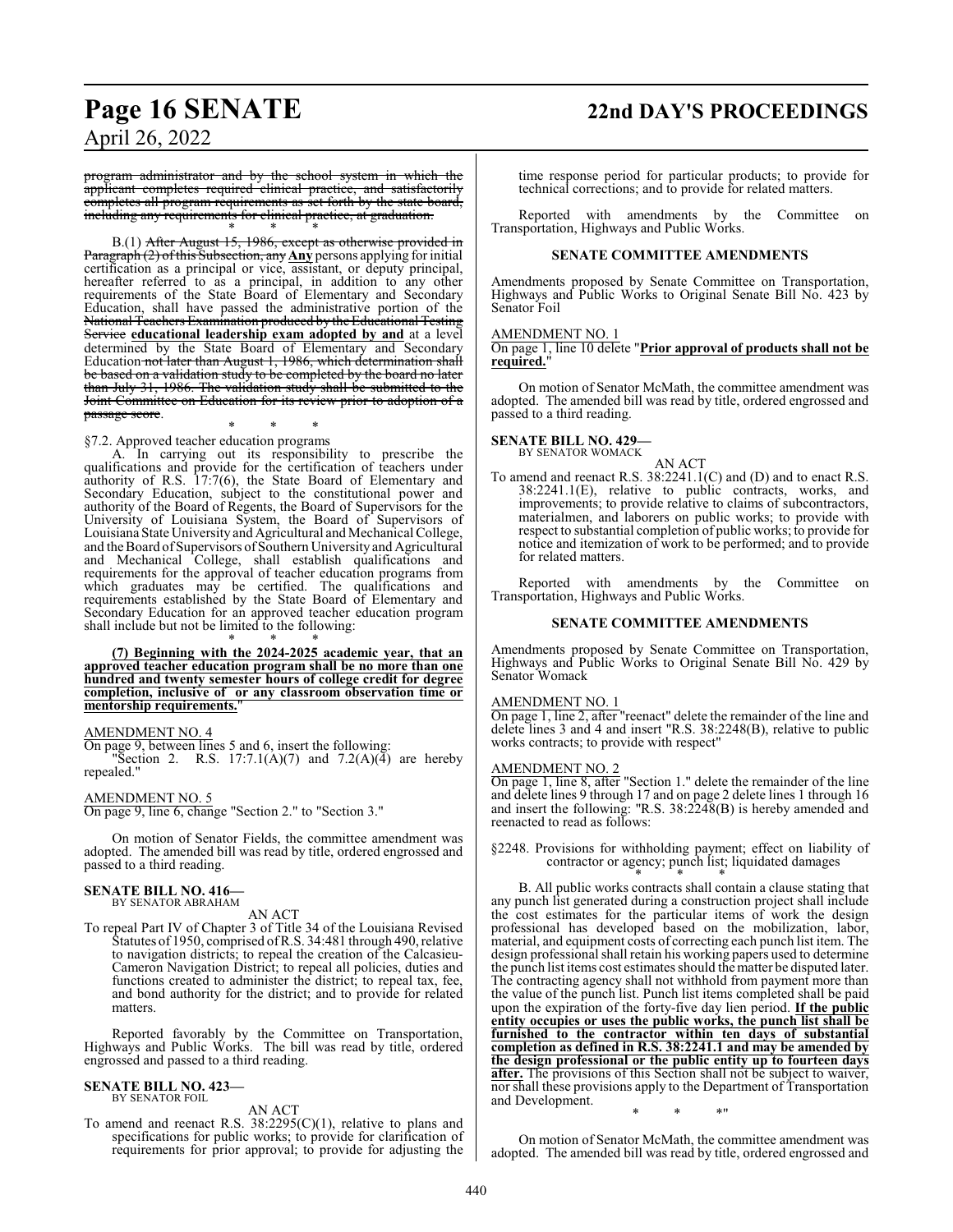~~program administrator and by the school system in which the applicant completes required clinical practice, and satisfactorily completes all program requirements as set forth by the state board, including any requirements for clinical practice, at graduation.~~

\* \* \*

B.(1) ~~After August 15, 1986, except as otherwise provided in Paragraph (2) of this Subsection, any~~ **Any** persons applying for initial certification as a principal or vice, assistant, or deputy principal, hereafter referred to as a principal, in addition to any other requirements of the State Board of Elementary and Secondary Education, shall have passed the administrative portion of the ~~National Teachers Examination produced by the Educational Testing Service~~ **educational leadership exam adopted by and** at a level determined by the State Board of Elementary and Secondary Education ~~not later than August 1, 1986, which determination shall be based on a validation study to be completed by the board no later than July 31, 1986. The validation study shall be submitted to the Joint Committee on Education for its review prior to adoption of a passage score~~.

\* \* \*

§7.2. Approved teacher education programs

A. In carrying out its responsibility to prescribe the qualifications and provide for the certification of teachers under authority of R.S. 17:7(6), the State Board of Elementary and Secondary Education, subject to the constitutional power and authority of the Board of Regents, the Board of Supervisors for the University of Louisiana System, the Board of Supervisors of Louisiana State University and Agricultural and Mechanical College, and the Board of Supervisors of Southern University and Agricultural and Mechanical College, shall establish qualifications and requirements for the approval of teacher education programs from which graduates may be certified. The qualifications and requirements established by the State Board of Elementary and Secondary Education for an approved teacher education program shall include but not be limited to the following:

\* \* \*

**(7) Beginning with the 2024-2025 academic year, that an approved teacher education program shall be no more than one hundred and twenty semester hours of college credit for degree completion, inclusive of or any classroom observation time or mentorship requirements.**"

AMENDMENT NO. 4

On page 9, between lines 5 and 6, insert the following:

"Section 2. R.S. 17:7.1(A)(7) and 7.2(A)(4) are hereby repealed."

AMENDMENT NO. 5

On page 9, line 6, change "Section 2." to "Section 3."

On motion of Senator Fields, the committee amendment was adopted. The amended bill was read by title, ordered engrossed and passed to a third reading.

**SENATE BILL NO. 416—**
BY SENATOR ABRAHAM

AN ACT

To repeal Part IV of Chapter 3 of Title 34 of the Louisiana Revised Statutes of 1950, comprised of R.S. 34:481 through 490, relative to navigation districts; to repeal the creation of the Calcasieu-Cameron Navigation District; to repeal all policies, duties and functions created to administer the district; to repeal tax, fee, and bond authority for the district; and to provide for related matters.

Reported favorably by the Committee on Transportation, Highways and Public Works. The bill was read by title, ordered engrossed and passed to a third reading.

**SENATE BILL NO. 423—**
BY SENATOR FOIL

AN ACT

To amend and reenact R.S. 38:2295(C)(1), relative to plans and specifications for public works; to provide for clarification of requirements for prior approval; to provide for adjusting the time response period for particular products; to provide for technical corrections; and to provide for related matters.

Reported with amendments by the Committee on Transportation, Highways and Public Works.

**SENATE COMMITTEE AMENDMENTS**

Amendments proposed by Senate Committee on Transportation, Highways and Public Works to Original Senate Bill No. 423 by Senator Foil

AMENDMENT NO. 1

On page 1, line 10 delete "**Prior approval of products shall not be required.**"

On motion of Senator McMath, the committee amendment was adopted. The amended bill was read by title, ordered engrossed and passed to a third reading.

**SENATE BILL NO. 429—**
BY SENATOR WOMACK

AN ACT

To amend and reenact R.S. 38:2241.1(C) and (D) and to enact R.S. 38:2241.1(E), relative to public contracts, works, and improvements; to provide relative to claims of subcontractors, materialmen, and laborers on public works; to provide with respect to substantial completion of public works; to provide for notice and itemization of work to be performed; and to provide for related matters.

Reported with amendments by the Committee on Transportation, Highways and Public Works.

**SENATE COMMITTEE AMENDMENTS**

Amendments proposed by Senate Committee on Transportation, Highways and Public Works to Original Senate Bill No. 429 by Senator Womack

AMENDMENT NO. 1

On page 1, line 2, after "reenact" delete the remainder of the line and delete lines 3 and 4 and insert "R.S. 38:2248(B), relative to public works contracts; to provide with respect"

AMENDMENT NO. 2

On page 1, line 8, after "Section 1." delete the remainder of the line and delete lines 9 through 17 and on page 2 delete lines 1 through 16 and insert the following: "R.S. 38:2248(B) is hereby amended and reenacted to read as follows:

§2248. Provisions for withholding payment; effect on liability of contractor or agency; punch list; liquidated damages

\* \* \*

B. All public works contracts shall contain a clause stating that any punch list generated during a construction project shall include the cost estimates for the particular items of work the design professional has developed based on the mobilization, labor, material, and equipment costs of correcting each punch list item. The design professional shall retain his working papers used to determine the punch list items cost estimates should the matter be disputed later. The contracting agency shall not withhold from payment more than the value of the punch list. Punch list items completed shall be paid upon the expiration of the forty-five day lien period. **If the public entity occupies or uses the public works, the punch list shall be furnished to the contractor within ten days of substantial completion as defined in R.S. 38:2241.1 and may be amended by the design professional or the public entity up to fourteen days after.** The provisions of this Section shall not be subject to waiver, nor shall these provisions apply to the Department of Transportation and Development.

\* \* \*"

On motion of Senator McMath, the committee amendment was adopted. The amended bill was read by title, ordered engrossed and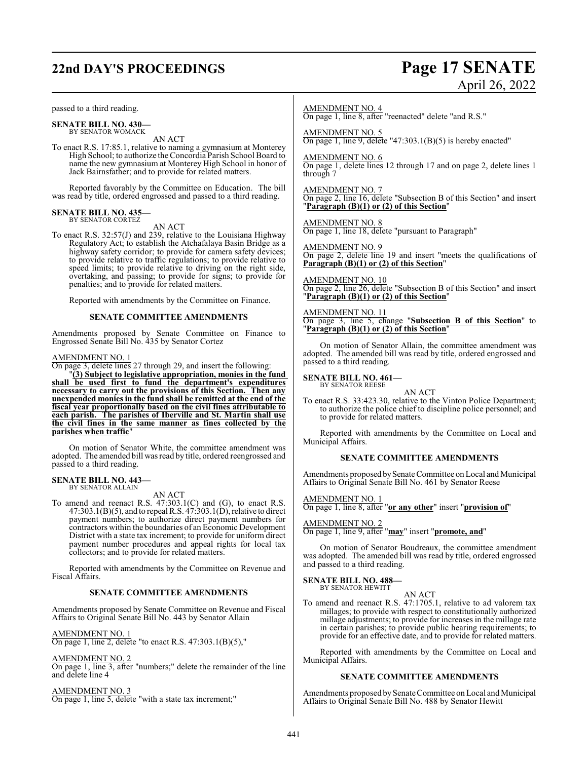passed to a third reading.

**SENATE BILL NO. 430—**
BY SENATOR WOMACK

AN ACT

To enact R.S. 17:85.1, relative to naming a gymnasium at Monterey High School; to authorize the Concordia Parish School Board to name the new gymnasium at Monterey High School in honor of Jack Bairnsfather; and to provide for related matters.

Reported favorably by the Committee on Education. The bill was read by title, ordered engrossed and passed to a third reading.

**SENATE BILL NO. 435—**
BY SENATOR CORTEZ

AN ACT

To enact R.S. 32:57(J) and 239, relative to the Louisiana Highway Regulatory Act; to establish the Atchafalaya Basin Bridge as a highway safety corridor; to provide for camera safety devices; to provide relative to traffic regulations; to provide relative to speed limits; to provide relative to driving on the right side, overtaking, and passing; to provide for signs; to provide for penalties; and to provide for related matters.

Reported with amendments by the Committee on Finance.

**SENATE COMMITTEE AMENDMENTS**

Amendments proposed by Senate Committee on Finance to Engrossed Senate Bill No. 435 by Senator Cortez

AMENDMENT NO. 1
On page 3, delete lines 27 through 29, and insert the following:
"**(3) Subject to legislative appropriation, monies in the fund shall be used first to fund the department's expenditures necessary to carry out the provisions of this Section. Then any unexpended monies in the fund shall be remitted at the end of the fiscal year proportionally based on the civil fines attributable to each parish. The parishes of Iberville and St. Martin shall use the civil fines in the same manner as fines collected by the parishes when traffic**"

On motion of Senator White, the committee amendment was adopted. The amended bill was read by title, ordered reengrossed and passed to a third reading.

**SENATE BILL NO. 443—**
BY SENATOR ALLAIN

AN ACT

To amend and reenact R.S. 47:303.1(C) and (G), to enact R.S. 47:303.1(B)(5), and to repeal R.S. 47:303.1(D), relative to direct payment numbers; to authorize direct payment numbers for contractors within the boundaries of an Economic Development District with a state tax increment; to provide for uniform direct payment number procedures and appeal rights for local tax collectors; and to provide for related matters.

Reported with amendments by the Committee on Revenue and Fiscal Affairs.

**SENATE COMMITTEE AMENDMENTS**

Amendments proposed by Senate Committee on Revenue and Fiscal Affairs to Original Senate Bill No. 443 by Senator Allain

AMENDMENT NO. 1
On page 1, line 2, delete "to enact R.S. 47:303.1(B)(5),"

AMENDMENT NO. 2
On page 1, line 3, after "numbers;" delete the remainder of the line and delete line 4

AMENDMENT NO. 3
On page 1, line 5, delete "with a state tax increment;"

AMENDMENT NO. 4
On page 1, line 8, after "reenacted" delete "and R.S."

AMENDMENT NO. 5
On page 1, line 9, delete "47:303.1(B)(5) is hereby enacted"

AMENDMENT NO. 6
On page 1, delete lines 12 through 17 and on page 2, delete lines 1 through 7

AMENDMENT NO. 7
On page 2, line 16, delete "Subsection B of this Section" and insert "**Paragraph (B)(1) or (2) of this Section**"

AMENDMENT NO. 8
On page 1, line 18, delete "pursuant to Paragraph"

AMENDMENT NO. 9
On page 2, delete line 19 and insert "meets the qualifications of **Paragraph (B)(1) or (2) of this Section**"

AMENDMENT NO. 10
On page 2, line 26, delete "Subsection B of this Section" and insert "**Paragraph (B)(1) or (2) of this Section**"

AMENDMENT NO. 11
On page 3, line 5, change "**Subsection B of this Section**" to "**Paragraph (B)(1) or (2) of this Section**"

On motion of Senator Allain, the committee amendment was adopted. The amended bill was read by title, ordered engrossed and passed to a third reading.

**SENATE BILL NO. 461—**
BY SENATOR REESE

AN ACT

To enact R.S. 33:423.30, relative to the Vinton Police Department; to authorize the police chief to discipline police personnel; and to provide for related matters.

Reported with amendments by the Committee on Local and Municipal Affairs.

**SENATE COMMITTEE AMENDMENTS**

Amendments proposed by Senate Committee on Local and Municipal Affairs to Original Senate Bill No. 461 by Senator Reese

AMENDMENT NO. 1
On page 1, line 8, after "**or any other**" insert "**provision of**"

AMENDMENT NO. 2
On page 1, line 9, after "**may**" insert "**promote, and**"

On motion of Senator Boudreaux, the committee amendment was adopted. The amended bill was read by title, ordered engrossed and passed to a third reading.

**SENATE BILL NO. 488—**
BY SENATOR HEWITT

AN ACT

To amend and reenact R.S. 47:1705.1, relative to ad valorem tax millages; to provide with respect to constitutionally authorized millage adjustments; to provide for increases in the millage rate in certain parishes; to provide public hearing requirements; to provide for an effective date, and to provide for related matters.

Reported with amendments by the Committee on Local and Municipal Affairs.

**SENATE COMMITTEE AMENDMENTS**

Amendments proposed by Senate Committee on Local and Municipal Affairs to Original Senate Bill No. 488 by Senator Hewitt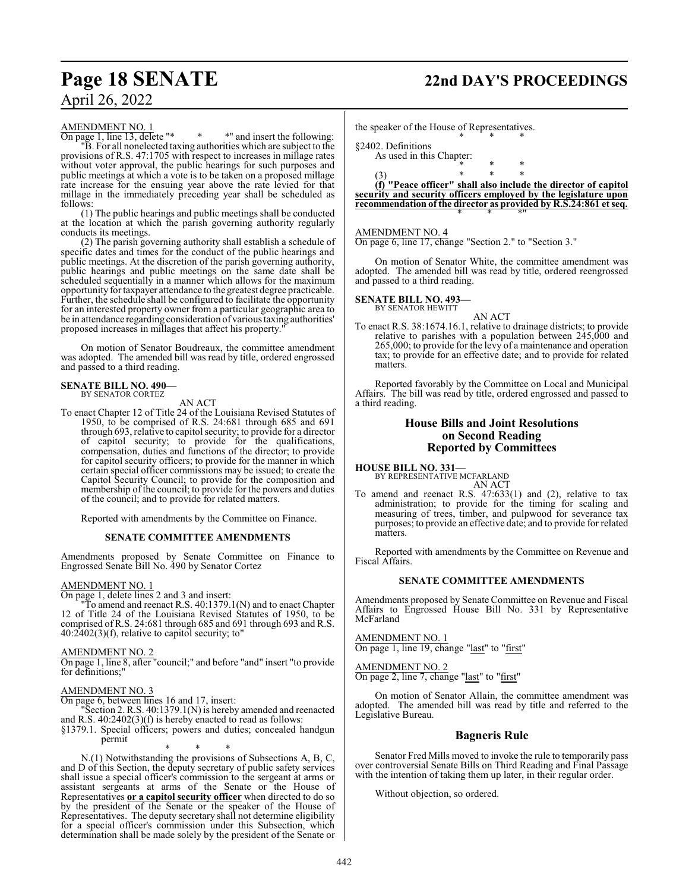AMENDMENT NO. 1

On page 1, line 13, delete "* * *" and insert the following:

"B. For all nonelected taxing authorities which are subject to the provisions of R.S. 47:1705 with respect to increases in millage rates without voter approval, the public hearings for such purposes and public meetings at which a vote is to be taken on a proposed millage rate increase for the ensuing year above the rate levied for that millage in the immediately preceding year shall be scheduled as follows:

(1) The public hearings and public meetings shall be conducted at the location at which the parish governing authority regularly conducts its meetings.

(2) The parish governing authority shall establish a schedule of specific dates and times for the conduct of the public hearings and public meetings. At the discretion of the parish governing authority, public hearings and public meetings on the same date shall be scheduled sequentially in a manner which allows for the maximum opportunity for taxpayer attendance to the greatest degree practicable. Further, the schedule shall be configured to facilitate the opportunity for an interested property owner from a particular geographic area to be in attendance regarding consideration of various taxing authorities' proposed increases in millages that affect his property."

On motion of Senator Boudreaux, the committee amendment was adopted. The amended bill was read by title, ordered engrossed and passed to a third reading.

**SENATE BILL NO. 490—**
BY SENATOR CORTEZ

AN ACT

To enact Chapter 12 of Title 24 of the Louisiana Revised Statutes of 1950, to be comprised of R.S. 24:681 through 685 and 691 through 693, relative to capitol security; to provide for a director of capitol security; to provide for the qualifications, compensation, duties and functions of the director; to provide for capitol security officers; to provide for the manner in which certain special officer commissions may be issued; to create the Capitol Security Council; to provide for the composition and membership of the council; to provide for the powers and duties of the council; and to provide for related matters.

Reported with amendments by the Committee on Finance.

**SENATE COMMITTEE AMENDMENTS**

Amendments proposed by Senate Committee on Finance to Engrossed Senate Bill No. 490 by Senator Cortez

AMENDMENT NO. 1

On page 1, delete lines 2 and 3 and insert:

"To amend and reenact R.S. 40:1379.1(N) and to enact Chapter 12 of Title 24 of the Louisiana Revised Statutes of 1950, to be comprised of R.S. 24:681 through 685 and 691 through 693 and R.S. 40:2402(3)(f), relative to capitol security; to"

AMENDMENT NO. 2

On page 1, line 8, after "council;" and before "and" insert "to provide for definitions;"

AMENDMENT NO. 3

On page 6, between lines 16 and 17, insert:

"Section 2. R.S. 40:1379.1(N) is hereby amended and reenacted and R.S. 40:2402(3)(f) is hereby enacted to read as follows:

§1379.1. Special officers; powers and duties; concealed handgun permit

\* \* \*

N.(1) Notwithstanding the provisions of Subsections A, B, C, and D of this Section, the deputy secretary of public safety services shall issue a special officer's commission to the sergeant at arms or assistant sergeants at arms of the Senate or the House of Representatives **or a capitol security officer** when directed to do so by the president of the Senate or the speaker of the House of Representatives. The deputy secretary shall not determine eligibility for a special officer's commission under this Subsection, which determination shall be made solely by the president of the Senate or the speaker of the House of Representatives.

\* \* \*

§2402. Definitions

As used in this Chapter:

\* \* \*

(3) \* \* \*

**(f) "Peace officer" shall also include the director of capitol security and security officers employed by the legislature upon recommendation of the director as provided by R.S.24:861 et seq.**

\* \* \*"

AMENDMENT NO. 4

On page 6, line 17, change "Section 2." to "Section 3."

On motion of Senator White, the committee amendment was adopted. The amended bill was read by title, ordered reengrossed and passed to a third reading.

**SENATE BILL NO. 493—**
BY SENATOR HEWITT

AN ACT

To enact R.S. 38:1674.16.1, relative to drainage districts; to provide relative to parishes with a population between 245,000 and 265,000; to provide for the levy of a maintenance and operation tax; to provide for an effective date; and to provide for related matters.

Reported favorably by the Committee on Local and Municipal Affairs. The bill was read by title, ordered engrossed and passed to a third reading.

## House Bills and Joint Resolutions on Second Reading Reported by Committees

**HOUSE BILL NO. 331—**
BY REPRESENTATIVE MCFARLAND

AN ACT

To amend and reenact R.S. 47:633(1) and (2), relative to tax administration; to provide for the timing for scaling and measuring of trees, timber, and pulpwood for severance tax purposes; to provide an effective date; and to provide for related matters.

Reported with amendments by the Committee on Revenue and Fiscal Affairs.

**SENATE COMMITTEE AMENDMENTS**

Amendments proposed by Senate Committee on Revenue and Fiscal Affairs to Engrossed House Bill No. 331 by Representative McFarland

AMENDMENT NO. 1

On page 1, line 19, change "last" to "first"

AMENDMENT NO. 2

On page 2, line 7, change "last" to "first"

On motion of Senator Allain, the committee amendment was adopted. The amended bill was read by title and referred to the Legislative Bureau.

## Bagneris Rule

Senator Fred Mills moved to invoke the rule to temporarily pass over controversial Senate Bills on Third Reading and Final Passage with the intention of taking them up later, in their regular order.

Without objection, so ordered.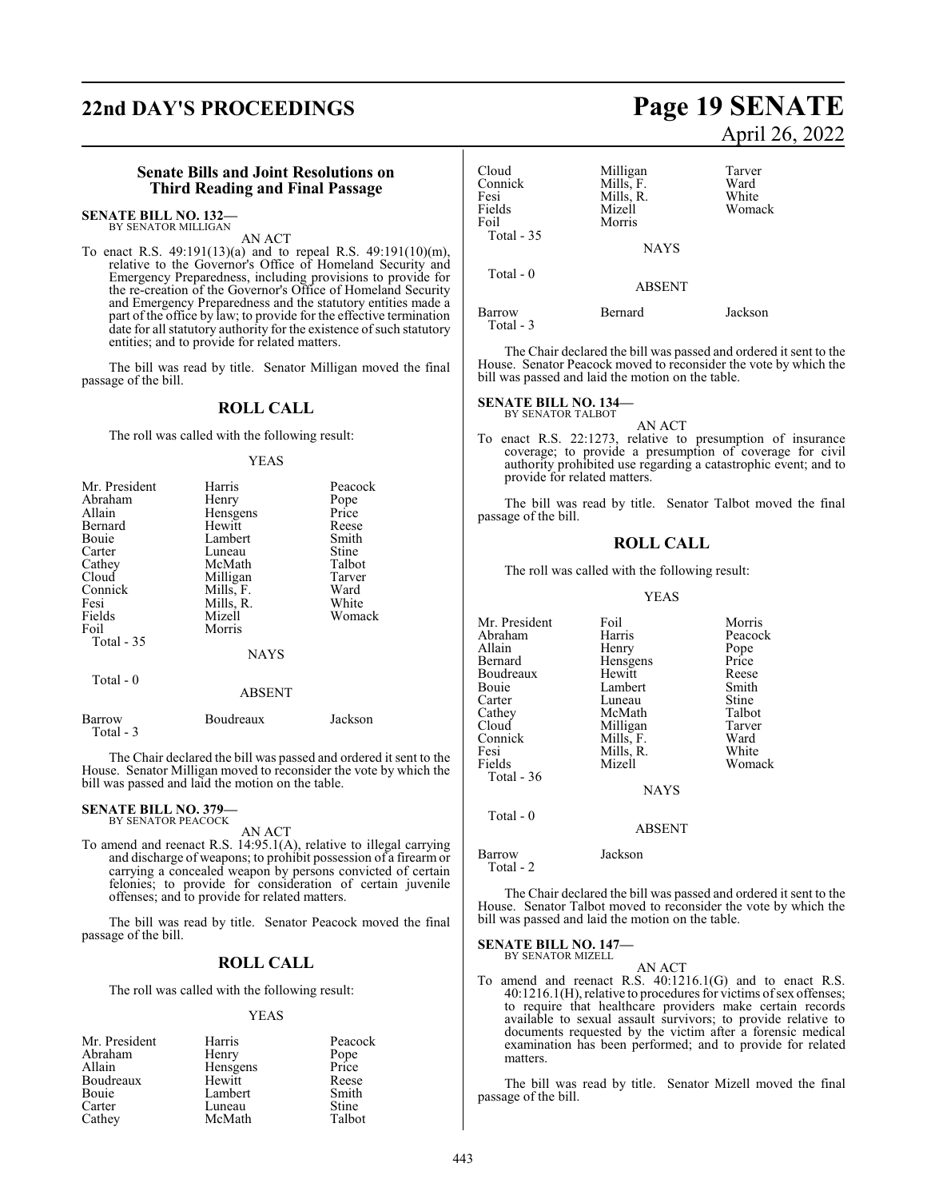## Senate Bills and Joint Resolutions on Third Reading and Final Passage

**SENATE BILL NO. 132—**
BY SENATOR MILLIGAN

AN ACT

To enact R.S. 49:191(13)(a) and to repeal R.S. 49:191(10)(m), relative to the Governor's Office of Homeland Security and Emergency Preparedness, including provisions to provide for the re-creation of the Governor's Office of Homeland Security and Emergency Preparedness and the statutory entities made a part of the office by law; to provide for the effective termination date for all statutory authority for the existence of such statutory entities; and to provide for related matters.

The bill was read by title. Senator Milligan moved the final passage of the bill.

## ROLL CALL

The roll was called with the following result:

YEAS

| | | |
|---|---|---|
| Mr. President | Harris | Peacock |
| Abraham | Henry | Pope |
| Allain | Hensgens | Price |
| Bernard | Hewitt | Reese |
| Bouie | Lambert | Smith |
| Carter | Luneau | Stine |
| Cathey | McMath | Talbot |
| Cloud | Milligan | Tarver |
| Connick | Mills, F. | Ward |
| Fesi | Mills, R. | White |
| Fields | Mizell | Womack |
| Foil | Morris | |
| Total - 35 | | |

NAYS

Total - 0

ABSENT

| | | |
|---|---|---|
| Barrow | Boudreaux | Jackson |
| Total - 3 | | |

The Chair declared the bill was passed and ordered it sent to the House. Senator Milligan moved to reconsider the vote by which the bill was passed and laid the motion on the table.

**SENATE BILL NO. 379—**
BY SENATOR PEACOCK

AN ACT

To amend and reenact R.S. 14:95.1(A), relative to illegal carrying and discharge of weapons; to prohibit possession of a firearm or carrying a concealed weapon by persons convicted of certain felonies; to provide for consideration of certain juvenile offenses; and to provide for related matters.

The bill was read by title. Senator Peacock moved the final passage of the bill.

## ROLL CALL

The roll was called with the following result:

YEAS

| | | |
|---|---|---|
| Mr. President | Harris | Peacock |
| Abraham | Henry | Pope |
| Allain | Hensgens | Price |
| Boudreaux | Hewitt | Reese |
| Bouie | Lambert | Smith |
| Carter | Luneau | Stine |
| Cathey | McMath | Talbot |
| Cloud | Milligan | Tarver |
| Connick | Mills, F. | Ward |
| Fesi | Mills, R. | White |
| Fields | Mizell | Womack |
| Foil | Morris | |
| Total - 35 | | |

NAYS

Total - 0

ABSENT

| | | |
|---|---|---|
| Barrow | Bernard | Jackson |
| Total - 3 | | |

The Chair declared the bill was passed and ordered it sent to the House. Senator Peacock moved to reconsider the vote by which the bill was passed and laid the motion on the table.

**SENATE BILL NO. 134—**
BY SENATOR TALBOT

AN ACT

To enact R.S. 22:1273, relative to presumption of insurance coverage; to provide a presumption of coverage for civil authority prohibited use regarding a catastrophic event; and to provide for related matters.

The bill was read by title. Senator Talbot moved the final passage of the bill.

## ROLL CALL

The roll was called with the following result:

YEAS

| | | |
|---|---|---|
| Mr. President | Foil | Morris |
| Abraham | Harris | Peacock |
| Allain | Henry | Pope |
| Bernard | Hensgens | Price |
| Boudreaux | Hewitt | Reese |
| Bouie | Lambert | Smith |
| Carter | Luneau | Stine |
| Cathey | McMath | Talbot |
| Cloud | Milligan | Tarver |
| Connick | Mills, F. | Ward |
| Fesi | Mills, R. | White |
| Fields | Mizell | Womack |
| Total - 36 | | |

NAYS

Total - 0

ABSENT

| | |
|---|---|
| Barrow | Jackson |
| Total - 2 | |

The Chair declared the bill was passed and ordered it sent to the House. Senator Talbot moved to reconsider the vote by which the bill was passed and laid the motion on the table.

**SENATE BILL NO. 147—**
BY SENATOR MIZELL

AN ACT

To amend and reenact R.S. 40:1216.1(G) and to enact R.S. 40:1216.1(H), relative to procedures for victims of sex offenses; to require that healthcare providers make certain records available to sexual assault survivors; to provide relative to documents requested by the victim after a forensic medical examination has been performed; and to provide for related matters.

The bill was read by title. Senator Mizell moved the final passage of the bill.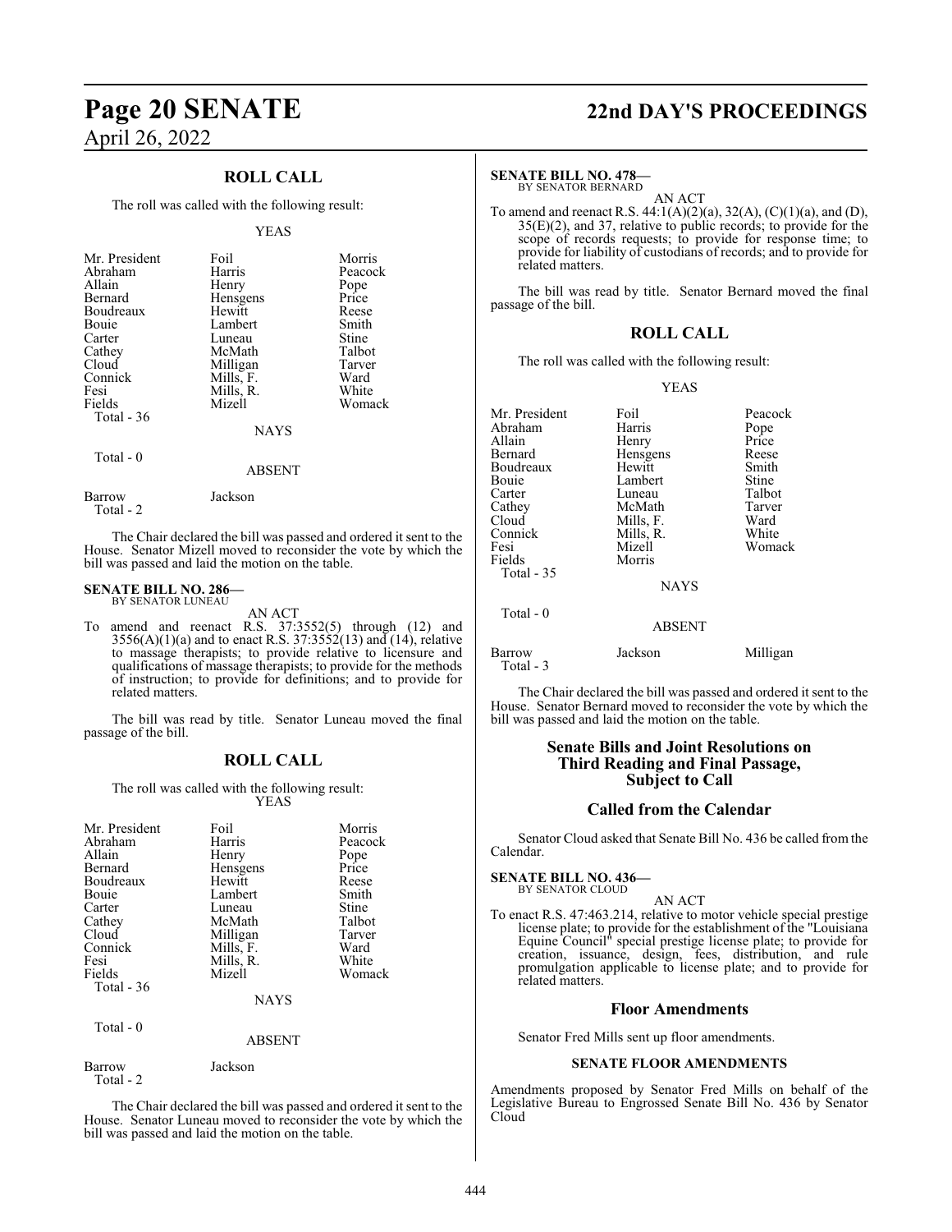## ROLL CALL

The roll was called with the following result:

YEAS

| | | |
|---|---|---|
| Mr. President | Foil | Morris |
| Abraham | Harris | Peacock |
| Allain | Henry | Pope |
| Bernard | Hensgens | Price |
| Boudreaux | Hewitt | Reese |
| Bouie | Lambert | Smith |
| Carter | Luneau | Stine |
| Cathey | McMath | Talbot |
| Cloud | Milligan | Tarver |
| Connick | Mills, F. | Ward |
| Fesi | Mills, R. | White |
| Fields | Mizell | Womack |
| Total - 36 | | |

NAYS

Total - 0

ABSENT

| | |
|---|---|
| Barrow | Jackson |
| Total - 2 | |

The Chair declared the bill was passed and ordered it sent to the House. Senator Mizell moved to reconsider the vote by which the bill was passed and laid the motion on the table.

**SENATE BILL NO. 286—**
BY SENATOR LUNEAU

AN ACT

To amend and reenact R.S. 37:3552(5) through (12) and 3556(A)(1)(a) and to enact R.S. 37:3552(13) and (14), relative to massage therapists; to provide relative to licensure and qualifications of massage therapists; to provide for the methods of instruction; to provide for definitions; and to provide for related matters.

The bill was read by title. Senator Luneau moved the final passage of the bill.

## ROLL CALL

The roll was called with the following result:

YEAS

| | | |
|---|---|---|
| Mr. President | Foil | Morris |
| Abraham | Harris | Peacock |
| Allain | Henry | Pope |
| Bernard | Hensgens | Price |
| Boudreaux | Hewitt | Reese |
| Bouie | Lambert | Smith |
| Carter | Luneau | Stine |
| Cathey | McMath | Talbot |
| Cloud | Milligan | Tarver |
| Connick | Mills, F. | Ward |
| Fesi | Mills, R. | White |
| Fields | Mizell | Womack |
| Total - 36 | | |

NAYS

Total - 0

ABSENT

| | |
|---|---|
| Barrow | Jackson |
| Total - 2 | |

The Chair declared the bill was passed and ordered it sent to the House. Senator Luneau moved to reconsider the vote by which the bill was passed and laid the motion on the table.

**SENATE BILL NO. 478—**
BY SENATOR BERNARD

AN ACT

To amend and reenact R.S. 44:1(A)(2)(a), 32(A), (C)(1)(a), and (D), 35(E)(2), and 37, relative to public records; to provide for the scope of records requests; to provide for response time; to provide for liability of custodians of records; and to provide for related matters.

The bill was read by title. Senator Bernard moved the final passage of the bill.

## ROLL CALL

The roll was called with the following result:

YEAS

| | | |
|---|---|---|
| Mr. President | Foil | Peacock |
| Abraham | Harris | Pope |
| Allain | Henry | Price |
| Bernard | Hensgens | Reese |
| Boudreaux | Hewitt | Smith |
| Bouie | Lambert | Stine |
| Carter | Luneau | Talbot |
| Cathey | McMath | Tarver |
| Cloud | Mills, F. | Ward |
| Connick | Mills, R. | White |
| Fesi | Mizell | Womack |
| Fields | Morris | |
| Total - 35 | | |

NAYS

Total - 0

ABSENT

| | | |
|---|---|---|
| Barrow | Jackson | Milligan |
| Total - 3 | | |

The Chair declared the bill was passed and ordered it sent to the House. Senator Bernard moved to reconsider the vote by which the bill was passed and laid the motion on the table.

## Senate Bills and Joint Resolutions on Third Reading and Final Passage, Subject to Call

## Called from the Calendar

Senator Cloud asked that Senate Bill No. 436 be called from the Calendar.

**SENATE BILL NO. 436—**
BY SENATOR CLOUD

AN ACT

To enact R.S. 47:463.214, relative to motor vehicle special prestige license plate; to provide for the establishment of the "Louisiana Equine Council" special prestige license plate; to provide for creation, issuance, design, fees, distribution, and rule promulgation applicable to license plate; and to provide for related matters.

## Floor Amendments

Senator Fred Mills sent up floor amendments.

**SENATE FLOOR AMENDMENTS**

Amendments proposed by Senator Fred Mills on behalf of the Legislative Bureau to Engrossed Senate Bill No. 436 by Senator Cloud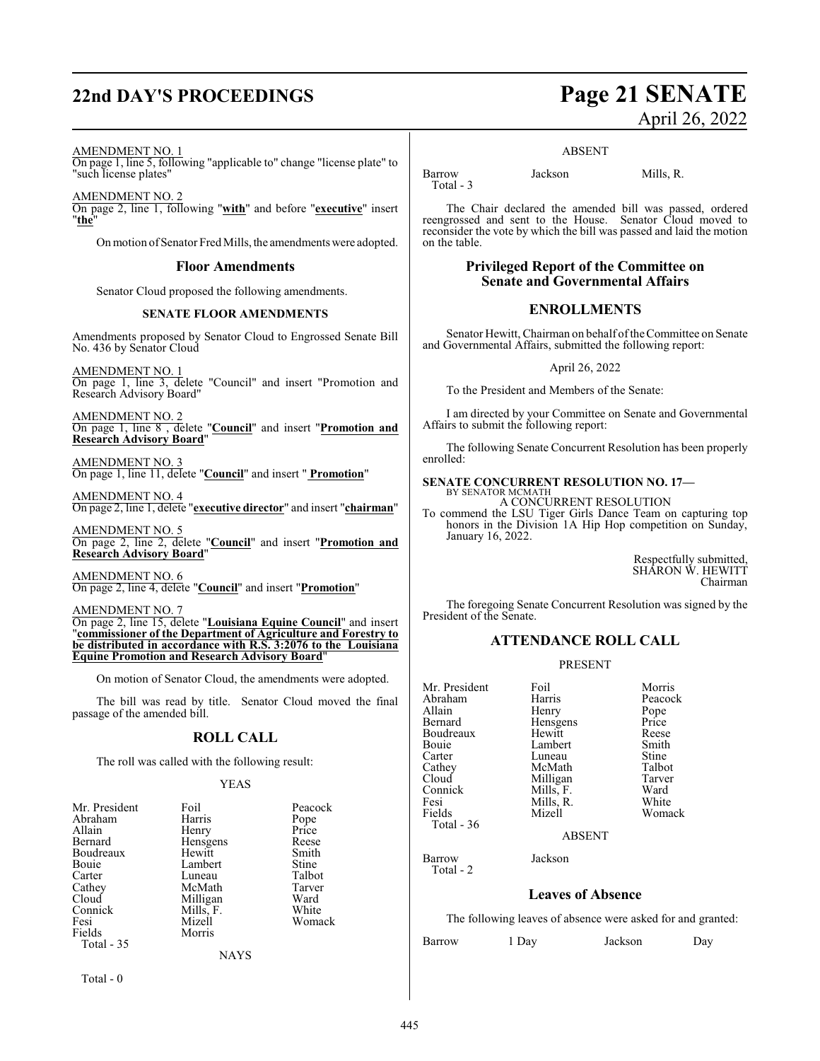AMENDMENT NO. 1
On page 1, line 5, following "applicable to" change "license plate" to "such license plates"

AMENDMENT NO. 2
On page 2, line 1, following "**with**" and before "**executive**" insert "**the**"

On motion of Senator Fred Mills, the amendments were adopted.

## Floor Amendments

Senator Cloud proposed the following amendments.

### SENATE FLOOR AMENDMENTS

Amendments proposed by Senator Cloud to Engrossed Senate Bill No. 436 by Senator Cloud

AMENDMENT NO. 1
On page 1, line 3, delete "Council" and insert "Promotion and Research Advisory Board"

AMENDMENT NO. 2
On page 1, line 8 , delete "**Council**" and insert "**Promotion and Research Advisory Board**"

AMENDMENT NO. 3
On page 1, line 11, delete "**Council**" and insert " **Promotion**"

AMENDMENT NO. 4
On page 2, line 1, delete "**executive director**" and insert "**chairman**"

AMENDMENT NO. 5
On page 2, line 2, delete "**Council**" and insert "**Promotion and Research Advisory Board**"

AMENDMENT NO. 6
On page 2, line 4, delete "**Council**" and insert "**Promotion**"

AMENDMENT NO. 7
On page 2, line 15, delete "**Louisiana Equine Council**" and insert "**commissioner of the Department of Agriculture and Forestry to be distributed in accordance with R.S. 3:2076 to the Louisiana Equine Promotion and Research Advisory Board**"

On motion of Senator Cloud, the amendments were adopted.

The bill was read by title. Senator Cloud moved the final passage of the amended bill.

## ROLL CALL

The roll was called with the following result:

YEAS

| | | |
|---|---|---|
| Mr. President | Foil | Peacock |
| Abraham | Harris | Pope |
| Allain | Henry | Price |
| Bernard | Hensgens | Reese |
| Boudreaux | Hewitt | Smith |
| Bouie | Lambert | Stine |
| Carter | Luneau | Talbot |
| Cathey | McMath | Tarver |
| Cloud | Milligan | Ward |
| Connick | Mills, F. | White |
| Fesi | Mizell | Womack |
| Fields | Morris | |
| Total - 35 | | |

NAYS

Total - 0

ABSENT

| | | |
|---|---|---|
| Barrow | Jackson | Mills, R. |
| Total - 3 | | |

The Chair declared the amended bill was passed, ordered reengrossed and sent to the House. Senator Cloud moved to reconsider the vote by which the bill was passed and laid the motion on the table.

## Privileged Report of the Committee on Senate and Governmental Affairs

## ENROLLMENTS

Senator Hewitt, Chairman on behalf of the Committee on Senate and Governmental Affairs, submitted the following report:

April 26, 2022

To the President and Members of the Senate:

I am directed by your Committee on Senate and Governmental Affairs to submit the following report:

The following Senate Concurrent Resolution has been properly enrolled:

**SENATE CONCURRENT RESOLUTION NO. 17—**
BY SENATOR MCMATH
A CONCURRENT RESOLUTION
To commend the LSU Tiger Girls Dance Team on capturing top honors in the Division 1A Hip Hop competition on Sunday, January 16, 2022.

Respectfully submitted,
SHARON W. HEWITT
Chairman

The foregoing Senate Concurrent Resolution was signed by the President of the Senate.

## ATTENDANCE ROLL CALL

PRESENT

| | | |
|---|---|---|
| Mr. President | Foil | Morris |
| Abraham | Harris | Peacock |
| Allain | Henry | Pope |
| Bernard | Hensgens | Price |
| Boudreaux | Hewitt | Reese |
| Bouie | Lambert | Smith |
| Carter | Luneau | Stine |
| Cathey | McMath | Talbot |
| Cloud | Milligan | Tarver |
| Connick | Mills, F. | Ward |
| Fesi | Mills, R. | White |
| Fields | Mizell | Womack |
| Total - 36 | | |

ABSENT

| | |
|---|---|
| Barrow | Jackson |
| Total - 2 | |

## Leaves of Absence

The following leaves of absence were asked for and granted:

| | | | |
|---|---|---|---|
| Barrow | 1 Day | Jackson | Day |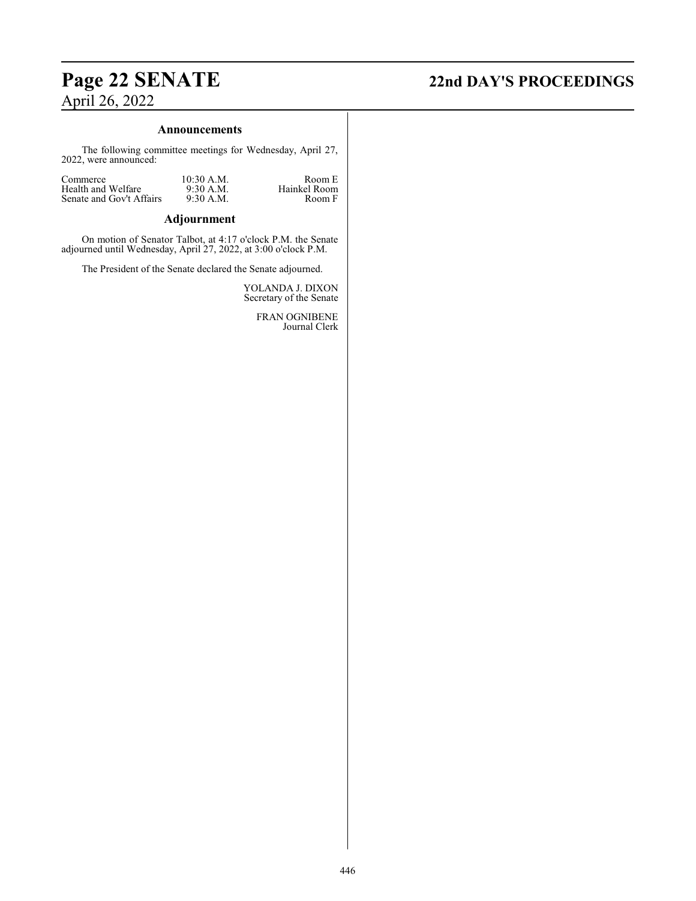### Announcements

The following committee meetings for Wednesday, April 27, 2022, were announced:

| | | |
|---|---|---|
| Commerce | 10:30 A.M. | Room E |
| Health and Welfare | 9:30 A.M. | Hainkel Room |
| Senate and Gov't Affairs | 9:30 A.M. | Room F |

### Adjournment

On motion of Senator Talbot, at 4:17 o'clock P.M. the Senate adjourned until Wednesday, April 27, 2022, at 3:00 o'clock P.M.

The President of the Senate declared the Senate adjourned.

YOLANDA J. DIXON
Secretary of the Senate

FRAN OGNIBENE
Journal Clerk